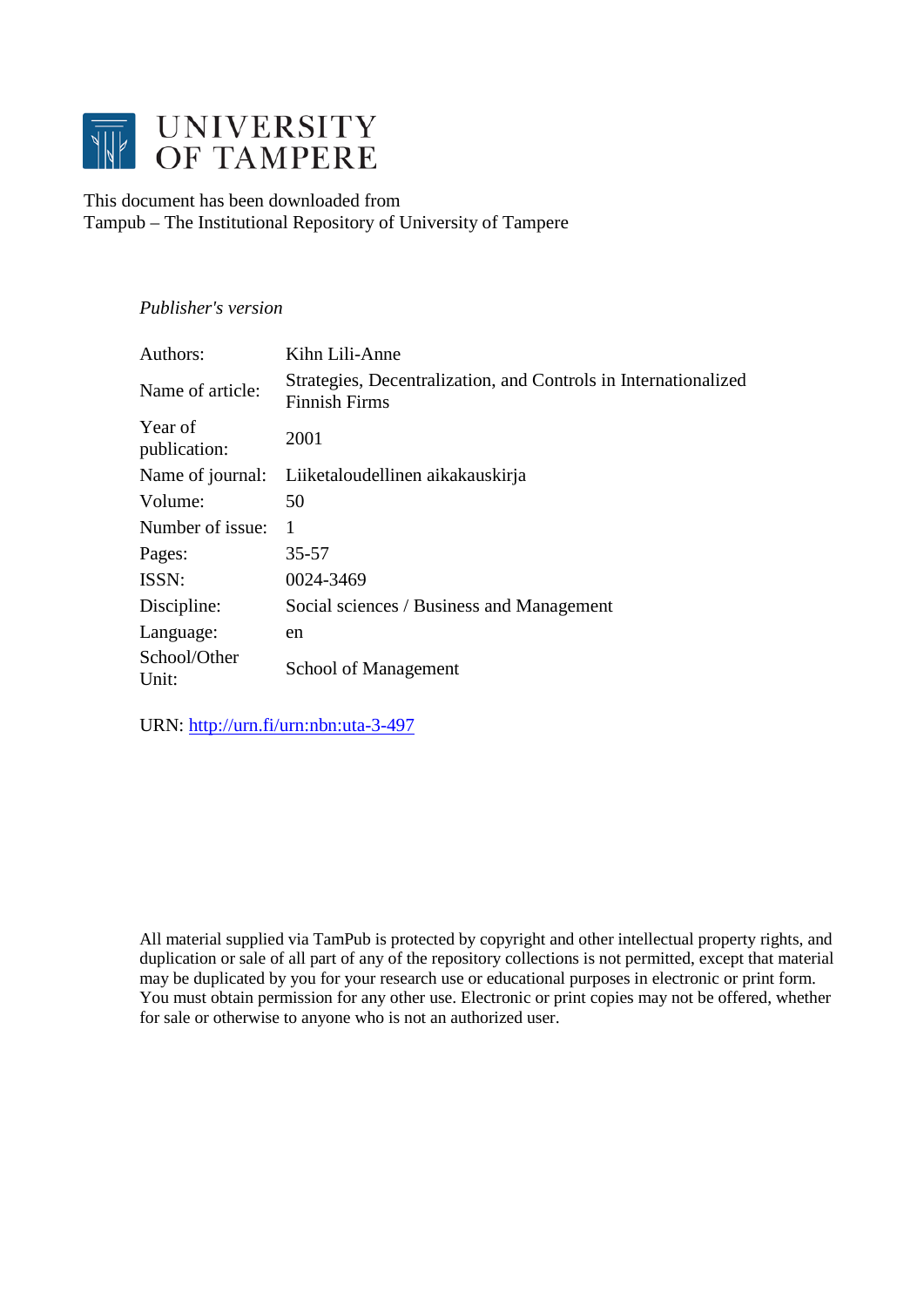# UNIVERSITY OF TAMPERE

This document has been downloaded from
Tampub – The Institutional Repository of University of Tampere

*Publisher's version*

| | |
|---|---|
| Authors: | Kihn Lili-Anne |
| Name of article: | Strategies, Decentralization, and Controls in Internationalized Finnish Firms |
| Year of publication: | 2001 |
| Name of journal: | Liiketaloudellinen aikakauskirja |
| Volume: | 50 |
| Number of issue: | 1 |
| Pages: | 35-57 |
| ISSN: | 0024-3469 |
| Discipline: | Social sciences / Business and Management |
| Language: | en |
| School/Other Unit: | School of Management |

URN: [http://urn.fi/urn:nbn:uta-3-497](http://urn.fi/urn:nbn:uta-3-497)

All material supplied via TamPub is protected by copyright and other intellectual property rights, and duplication or sale of all part of any of the repository collections is not permitted, except that material may be duplicated by you for your research use or educational purposes in electronic or print form. You must obtain permission for any other use. Electronic or print copies may not be offered, whether for sale or otherwise to anyone who is not an authorized user.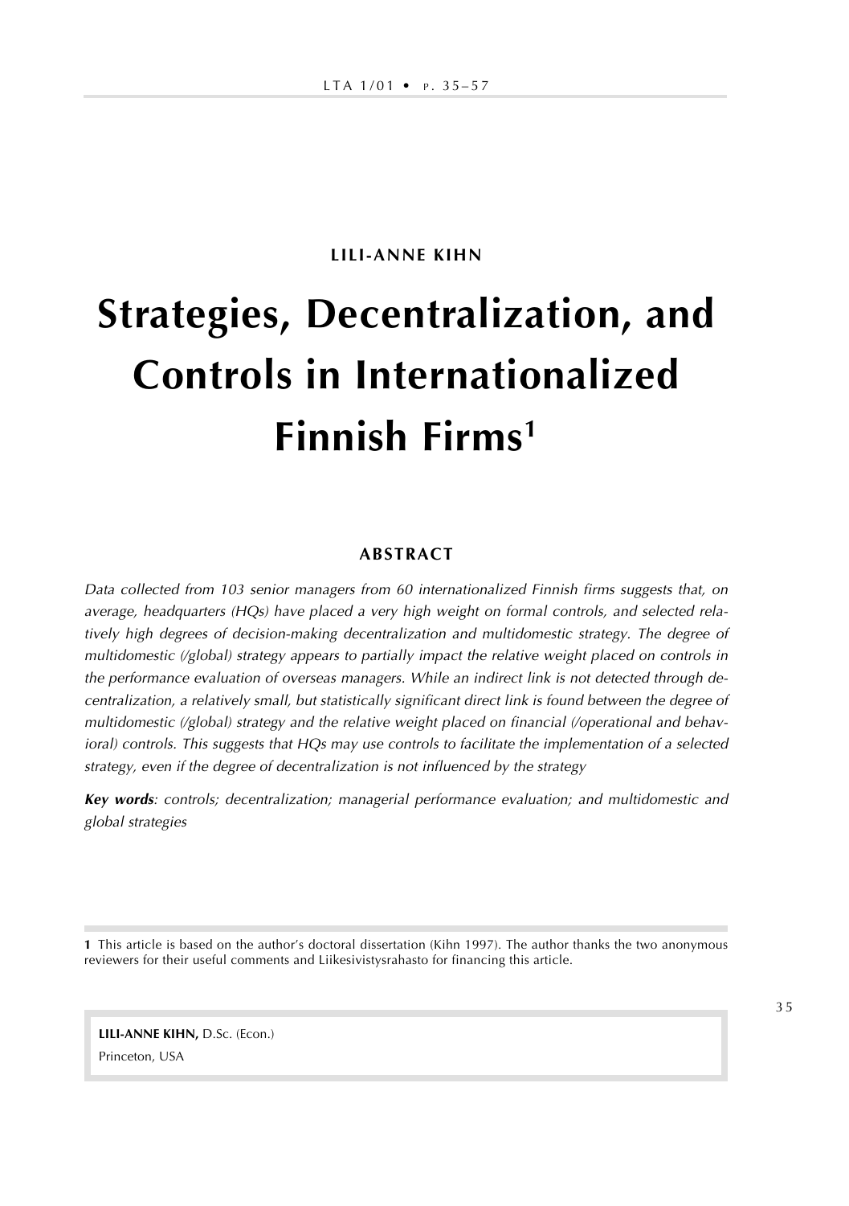**LILI-ANNE KIHN**

# Strategies, Decentralization, and Controls in Internationalized Finnish Firms[1]

## ABSTRACT

*Data collected from 103 senior managers from 60 internationalized Finnish firms suggests that, on average, headquarters (HQs) have placed a very high weight on formal controls, and selected relatively high degrees of decision-making decentralization and multidomestic strategy. The degree of multidomestic (/global) strategy appears to partially impact the relative weight placed on controls in the performance evaluation of overseas managers. While an indirect link is not detected through decentralization, a relatively small, but statistically significant direct link is found between the degree of multidomestic (/global) strategy and the relative weight placed on financial (/operational and behavioral) controls. This suggests that HQs may use controls to facilitate the implementation of a selected strategy, even if the degree of decentralization is not influenced by the strategy*

***Key words****: controls; decentralization; managerial performance evaluation; and multidomestic and global strategies*

---

**1** This article is based on the author's doctoral dissertation (Kihn 1997). The author thanks the two anonymous reviewers for their useful comments and Liikesivistysrahasto for financing this article.

**LILI-ANNE KIHN,** D.Sc. (Econ.)
Princeton, USA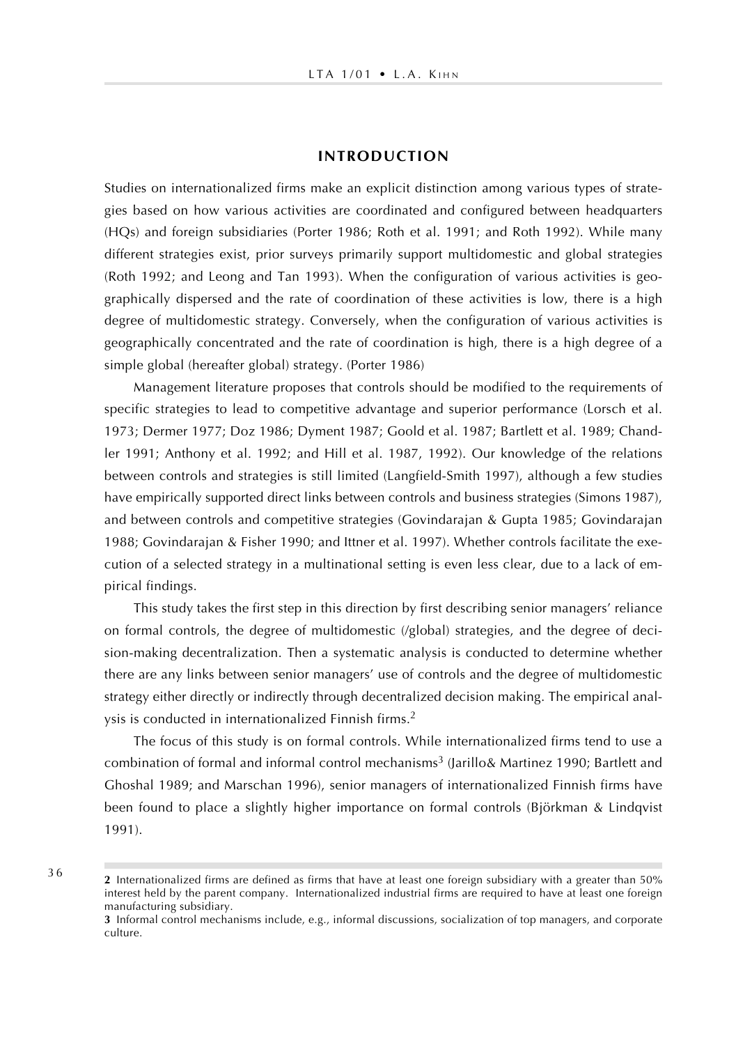## INTRODUCTION

Studies on internationalized firms make an explicit distinction among various types of strategies based on how various activities are coordinated and configured between headquarters (HQs) and foreign subsidiaries (Porter 1986; Roth et al. 1991; and Roth 1992). While many different strategies exist, prior surveys primarily support multidomestic and global strategies (Roth 1992; and Leong and Tan 1993). When the configuration of various activities is geographically dispersed and the rate of coordination of these activities is low, there is a high degree of multidomestic strategy. Conversely, when the configuration of various activities is geographically concentrated and the rate of coordination is high, there is a high degree of a simple global (hereafter global) strategy. (Porter 1986)

Management literature proposes that controls should be modified to the requirements of specific strategies to lead to competitive advantage and superior performance (Lorsch et al. 1973; Dermer 1977; Doz 1986; Dyment 1987; Goold et al. 1987; Bartlett et al. 1989; Chandler 1991; Anthony et al. 1992; and Hill et al. 1987, 1992). Our knowledge of the relations between controls and strategies is still limited (Langfield-Smith 1997), although a few studies have empirically supported direct links between controls and business strategies (Simons 1987), and between controls and competitive strategies (Govindarajan & Gupta 1985; Govindarajan 1988; Govindarajan & Fisher 1990; and Ittner et al. 1997). Whether controls facilitate the execution of a selected strategy in a multinational setting is even less clear, due to a lack of empirical findings.

This study takes the first step in this direction by first describing senior managers' reliance on formal controls, the degree of multidomestic (/global) strategies, and the degree of decision-making decentralization. Then a systematic analysis is conducted to determine whether there are any links between senior managers' use of controls and the degree of multidomestic strategy either directly or indirectly through decentralized decision making. The empirical analysis is conducted in internationalized Finnish firms.[2]

The focus of this study is on formal controls. While internationalized firms tend to use a combination of formal and informal control mechanisms[3] (Jarillo& Martinez 1990; Bartlett and Ghoshal 1989; and Marschan 1996), senior managers of internationalized Finnish firms have been found to place a slightly higher importance on formal controls (Björkman & Lindqvist 1991).

---

[2] Internationalized firms are defined as firms that have at least one foreign subsidiary with a greater than 50% interest held by the parent company. Internationalized industrial firms are required to have at least one foreign manufacturing subsidiary.

[3] Informal control mechanisms include, e.g., informal discussions, socialization of top managers, and corporate culture.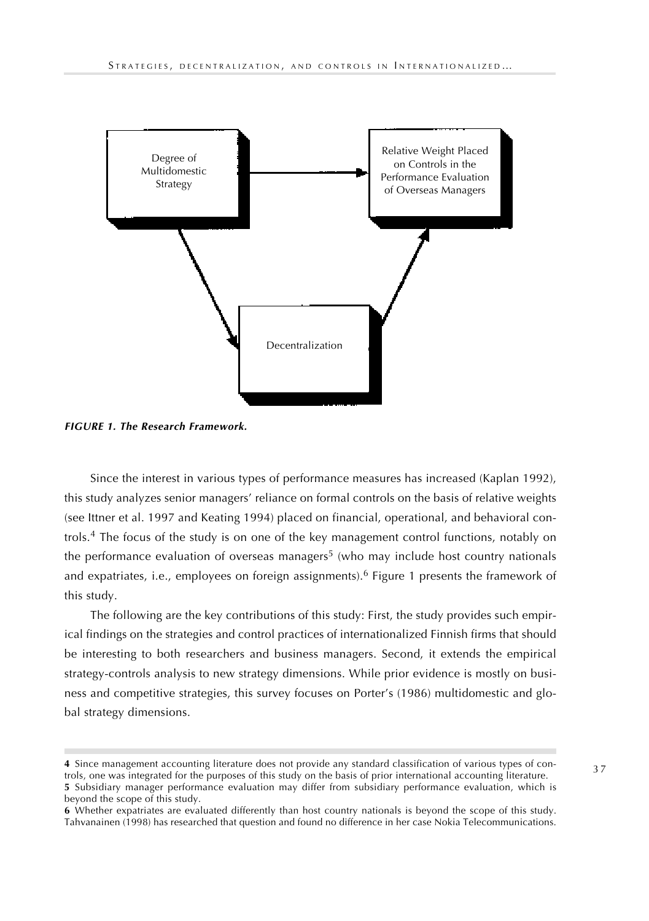*FIGURE 1. The Research Framework.*

Since the interest in various types of performance measures has increased (Kaplan 1992), this study analyzes senior managers' reliance on formal controls on the basis of relative weights (see Ittner et al. 1997 and Keating 1994) placed on financial, operational, and behavioral controls.[4] The focus of the study is on one of the key management control functions, notably on the performance evaluation of overseas managers[5] (who may include host country nationals and expatriates, i.e., employees on foreign assignments).[6] Figure 1 presents the framework of this study.

The following are the key contributions of this study: First, the study provides such empirical findings on the strategies and control practices of internationalized Finnish firms that should be interesting to both researchers and business managers. Second, it extends the empirical strategy-controls analysis to new strategy dimensions. While prior evidence is mostly on business and competitive strategies, this survey focuses on Porter's (1986) multidomestic and global strategy dimensions.

---

**4** Since management accounting literature does not provide any standard classification of various types of controls, one was integrated for the purposes of this study on the basis of prior international accounting literature.

**5** Subsidiary manager performance evaluation may differ from subsidiary performance evaluation, which is beyond the scope of this study.

**6** Whether expatriates are evaluated differently than host country nationals is beyond the scope of this study. Tahvanainen (1998) has researched that question and found no difference in her case Nokia Telecommunications.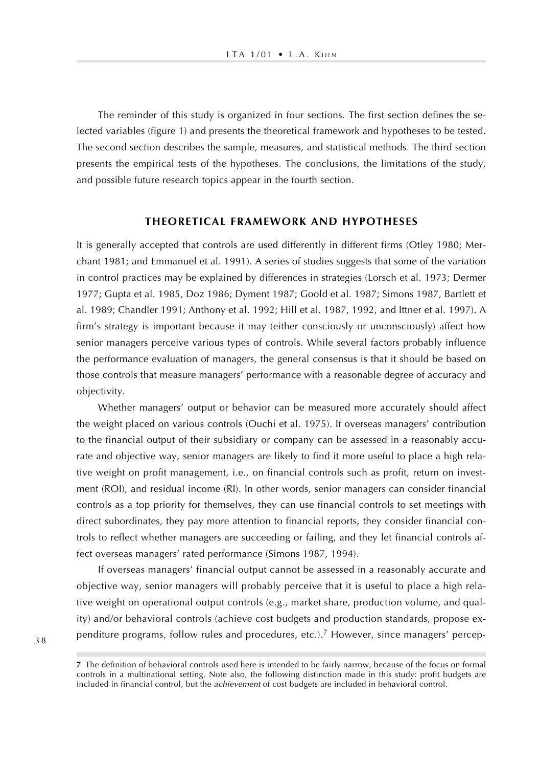The reminder of this study is organized in four sections. The first section defines the selected variables (figure 1) and presents the theoretical framework and hypotheses to be tested. The second section describes the sample, measures, and statistical methods. The third section presents the empirical tests of the hypotheses. The conclusions, the limitations of the study, and possible future research topics appear in the fourth section.

## THEORETICAL FRAMEWORK AND HYPOTHESES

It is generally accepted that controls are used differently in different firms (Otley 1980; Merchant 1981; and Emmanuel et al. 1991). A series of studies suggests that some of the variation in control practices may be explained by differences in strategies (Lorsch et al. 1973; Dermer 1977; Gupta et al. 1985, Doz 1986; Dyment 1987; Goold et al. 1987; Simons 1987, Bartlett et al. 1989; Chandler 1991; Anthony et al. 1992; Hill et al. 1987, 1992, and Ittner et al. 1997). A firm's strategy is important because it may (either consciously or unconsciously) affect how senior managers perceive various types of controls. While several factors probably influence the performance evaluation of managers, the general consensus is that it should be based on those controls that measure managers' performance with a reasonable degree of accuracy and objectivity.

Whether managers' output or behavior can be measured more accurately should affect the weight placed on various controls (Ouchi et al. 1975). If overseas managers' contribution to the financial output of their subsidiary or company can be assessed in a reasonably accurate and objective way, senior managers are likely to find it more useful to place a high relative weight on profit management, i.e., on financial controls such as profit, return on investment (ROI), and residual income (RI). In other words, senior managers can consider financial controls as a top priority for themselves, they can use financial controls to set meetings with direct subordinates, they pay more attention to financial reports, they consider financial controls to reflect whether managers are succeeding or failing, and they let financial controls affect overseas managers' rated performance (Simons 1987, 1994).

If overseas managers' financial output cannot be assessed in a reasonably accurate and objective way, senior managers will probably perceive that it is useful to place a high relative weight on operational output controls (e.g., market share, production volume, and quality) and/or behavioral controls (achieve cost budgets and production standards, propose expenditure programs, follow rules and procedures, etc.).[7] However, since managers' percep-

---

[7] The definition of behavioral controls used here is intended to be fairly narrow, because of the focus on formal controls in a multinational setting. Note also, the following distinction made in this study: profit budgets are included in financial control, but the *achievement* of cost budgets are included in behavioral control.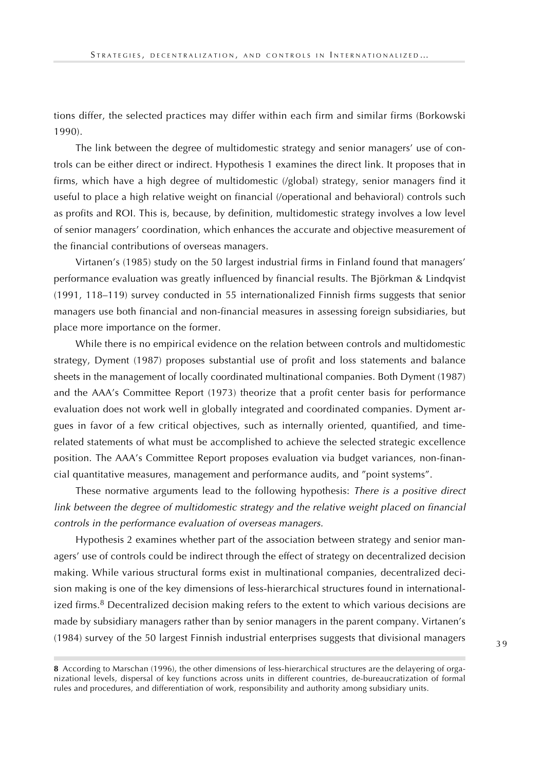tions differ, the selected practices may differ within each firm and similar firms (Borkowski 1990).

The link between the degree of multidomestic strategy and senior managers' use of controls can be either direct or indirect. Hypothesis 1 examines the direct link. It proposes that in firms, which have a high degree of multidomestic (/global) strategy, senior managers find it useful to place a high relative weight on financial (/operational and behavioral) controls such as profits and ROI. This is, because, by definition, multidomestic strategy involves a low level of senior managers' coordination, which enhances the accurate and objective measurement of the financial contributions of overseas managers.

Virtanen's (1985) study on the 50 largest industrial firms in Finland found that managers' performance evaluation was greatly influenced by financial results. The Björkman & Lindqvist (1991, 118–119) survey conducted in 55 internationalized Finnish firms suggests that senior managers use both financial and non-financial measures in assessing foreign subsidiaries, but place more importance on the former.

While there is no empirical evidence on the relation between controls and multidomestic strategy, Dyment (1987) proposes substantial use of profit and loss statements and balance sheets in the management of locally coordinated multinational companies. Both Dyment (1987) and the AAA's Committee Report (1973) theorize that a profit center basis for performance evaluation does not work well in globally integrated and coordinated companies. Dyment argues in favor of a few critical objectives, such as internally oriented, quantified, and time-related statements of what must be accomplished to achieve the selected strategic excellence position. The AAA's Committee Report proposes evaluation via budget variances, non-financial quantitative measures, management and performance audits, and "point systems".

These normative arguments lead to the following hypothesis: *There is a positive direct link between the degree of multidomestic strategy and the relative weight placed on financial controls in the performance evaluation of overseas managers.*

Hypothesis 2 examines whether part of the association between strategy and senior managers' use of controls could be indirect through the effect of strategy on decentralized decision making. While various structural forms exist in multinational companies, decentralized decision making is one of the key dimensions of less-hierarchical structures found in internationalized firms.[8] Decentralized decision making refers to the extent to which various decisions are made by subsidiary managers rather than by senior managers in the parent company. Virtanen's (1984) survey of the 50 largest Finnish industrial enterprises suggests that divisional managers

**8** According to Marschan (1996), the other dimensions of less-hierarchical structures are the delayering of organizational levels, dispersal of key functions across units in different countries, de-bureaucratization of formal rules and procedures, and differentiation of work, responsibility and authority among subsidiary units.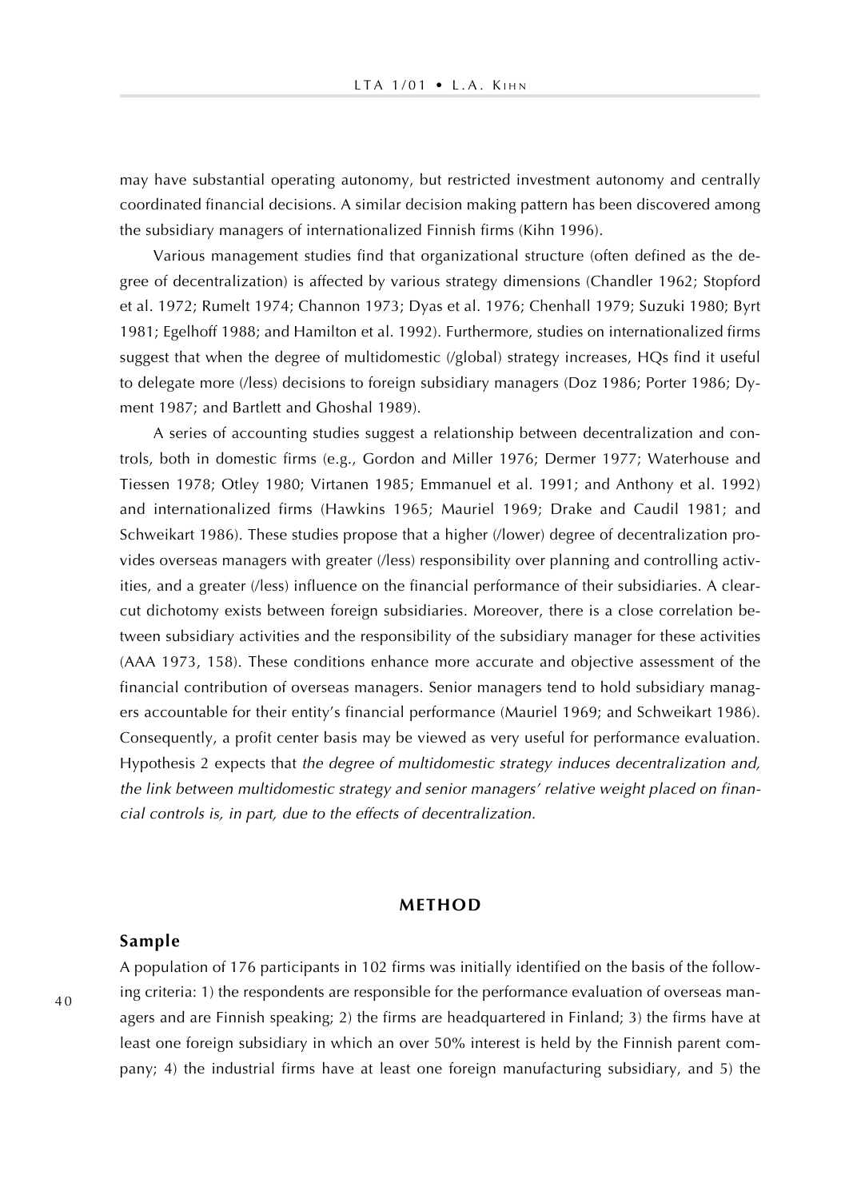may have substantial operating autonomy, but restricted investment autonomy and centrally coordinated financial decisions. A similar decision making pattern has been discovered among the subsidiary managers of internationalized Finnish firms (Kihn 1996).

Various management studies find that organizational structure (often defined as the degree of decentralization) is affected by various strategy dimensions (Chandler 1962; Stopford et al. 1972; Rumelt 1974; Channon 1973; Dyas et al. 1976; Chenhall 1979; Suzuki 1980; Byrt 1981; Egelhoff 1988; and Hamilton et al. 1992). Furthermore, studies on internationalized firms suggest that when the degree of multidomestic (/global) strategy increases, HQs find it useful to delegate more (/less) decisions to foreign subsidiary managers (Doz 1986; Porter 1986; Dyment 1987; and Bartlett and Ghoshal 1989).

A series of accounting studies suggest a relationship between decentralization and controls, both in domestic firms (e.g., Gordon and Miller 1976; Dermer 1977; Waterhouse and Tiessen 1978; Otley 1980; Virtanen 1985; Emmanuel et al. 1991; and Anthony et al. 1992) and internationalized firms (Hawkins 1965; Mauriel 1969; Drake and Caudil 1981; and Schweikart 1986). These studies propose that a higher (/lower) degree of decentralization provides overseas managers with greater (/less) responsibility over planning and controlling activities, and a greater (/less) influence on the financial performance of their subsidiaries. A clear-cut dichotomy exists between foreign subsidiaries. Moreover, there is a close correlation between subsidiary activities and the responsibility of the subsidiary manager for these activities (AAA 1973, 158). These conditions enhance more accurate and objective assessment of the financial contribution of overseas managers. Senior managers tend to hold subsidiary managers accountable for their entity's financial performance (Mauriel 1969; and Schweikart 1986). Consequently, a profit center basis may be viewed as very useful for performance evaluation. Hypothesis 2 expects that *the degree of multidomestic strategy induces decentralization and, the link between multidomestic strategy and senior managers' relative weight placed on financial controls is, in part, due to the effects of decentralization.*

## METHOD

### Sample

A population of 176 participants in 102 firms was initially identified on the basis of the following criteria: 1) the respondents are responsible for the performance evaluation of overseas managers and are Finnish speaking; 2) the firms are headquartered in Finland; 3) the firms have at least one foreign subsidiary in which an over 50% interest is held by the Finnish parent company; 4) the industrial firms have at least one foreign manufacturing subsidiary, and 5) the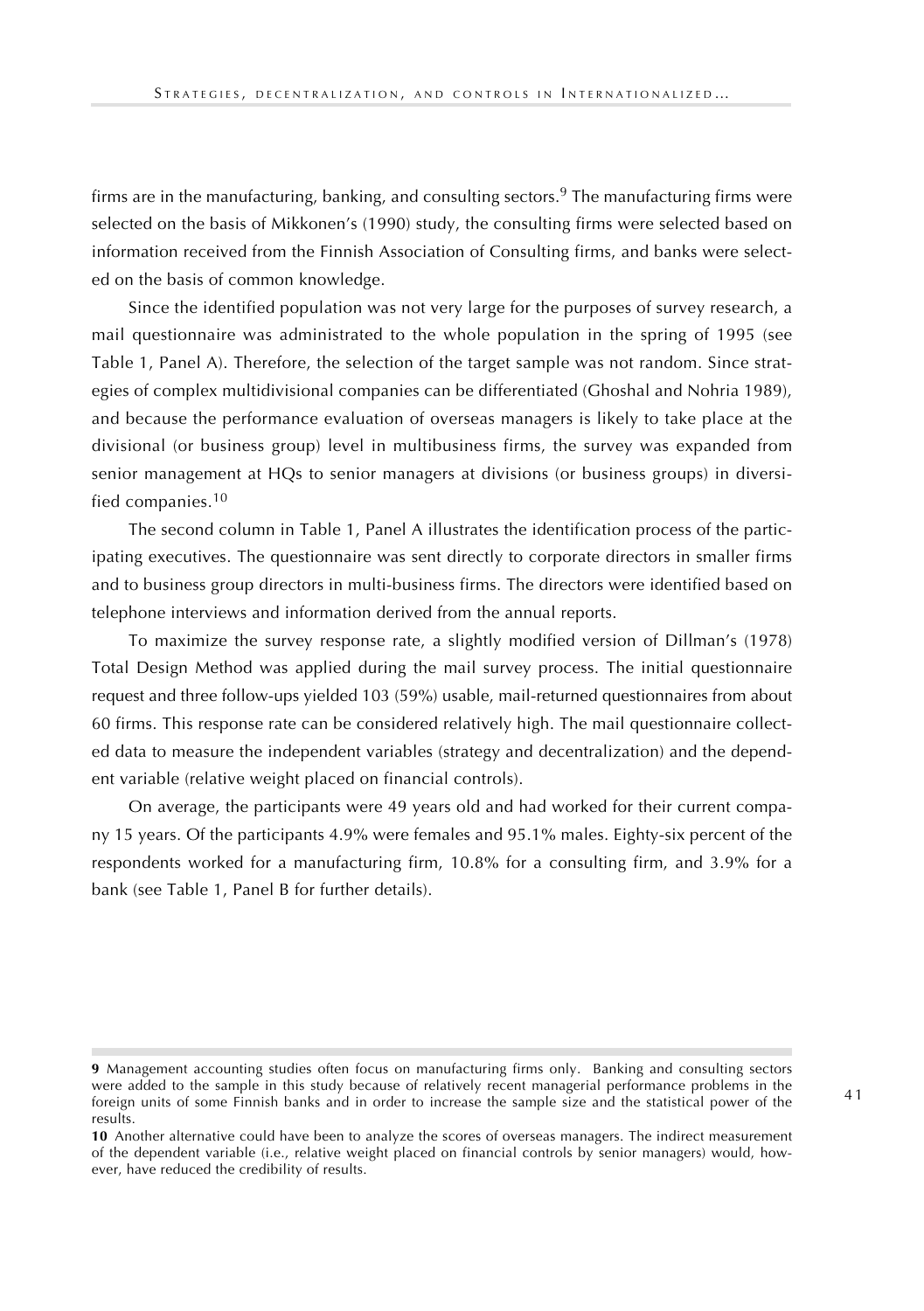firms are in the manufacturing, banking, and consulting sectors.[9] The manufacturing firms were selected on the basis of Mikkonen's (1990) study, the consulting firms were selected based on information received from the Finnish Association of Consulting firms, and banks were selected on the basis of common knowledge.

Since the identified population was not very large for the purposes of survey research, a mail questionnaire was administrated to the whole population in the spring of 1995 (see Table 1, Panel A). Therefore, the selection of the target sample was not random. Since strategies of complex multidivisional companies can be differentiated (Ghoshal and Nohria 1989), and because the performance evaluation of overseas managers is likely to take place at the divisional (or business group) level in multibusiness firms, the survey was expanded from senior management at HQs to senior managers at divisions (or business groups) in diversified companies.[10]

The second column in Table 1, Panel A illustrates the identification process of the participating executives. The questionnaire was sent directly to corporate directors in smaller firms and to business group directors in multi-business firms. The directors were identified based on telephone interviews and information derived from the annual reports.

To maximize the survey response rate, a slightly modified version of Dillman's (1978) Total Design Method was applied during the mail survey process. The initial questionnaire request and three follow-ups yielded 103 (59%) usable, mail-returned questionnaires from about 60 firms. This response rate can be considered relatively high. The mail questionnaire collected data to measure the independent variables (strategy and decentralization) and the dependent variable (relative weight placed on financial controls).

On average, the participants were 49 years old and had worked for their current company 15 years. Of the participants 4.9% were females and 95.1% males. Eighty-six percent of the respondents worked for a manufacturing firm, 10.8% for a consulting firm, and 3.9% for a bank (see Table 1, Panel B for further details).

---

**9** Management accounting studies often focus on manufacturing firms only. Banking and consulting sectors were added to the sample in this study because of relatively recent managerial performance problems in the foreign units of some Finnish banks and in order to increase the sample size and the statistical power of the results.

**10** Another alternative could have been to analyze the scores of overseas managers. The indirect measurement of the dependent variable (i.e., relative weight placed on financial controls by senior managers) would, however, have reduced the credibility of results.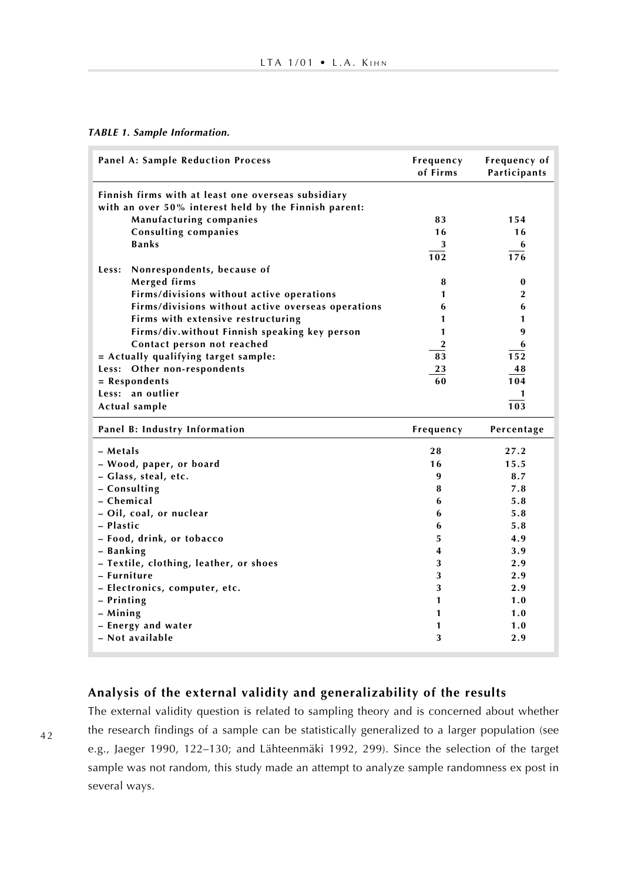*TABLE 1. Sample Information.*

| Panel A: Sample Reduction Process | Frequency of Firms | Frequency of Participants |
|---|---|---|
| Finnish firms with at least one overseas subsidiary with an over 50% interest held by the Finnish parent: | | |
| Manufacturing companies | 83 | 154 |
| Consulting companies | 16 | 16 |
| Banks | 3 | 6 |
| | 102 | 176 |
| Less: Nonrespondents, because of | | |
| Merged firms | 8 | 0 |
| Firms/divisions without active operations | 1 | 2 |
| Firms/divisions without active overseas operations | 6 | 6 |
| Firms with extensive restructuring | 1 | 1 |
| Firms/div.without Finnish speaking key person | 1 | 9 |
| Contact person not reached | 2 | 6 |
| = Actually qualifying target sample: | 83 | 152 |
| Less: Other non-respondents | 23 | 48 |
| = Respondents | 60 | 104 |
| Less: an outlier | | 1 |
| Actual sample | | 103 |

| Panel B: Industry Information | Frequency | Percentage |
|---|---|---|
| – Metals | 28 | 27.2 |
| – Wood, paper, or board | 16 | 15.5 |
| – Glass, steal, etc. | 9 | 8.7 |
| – Consulting | 8 | 7.8 |
| – Chemical | 6 | 5.8 |
| – Oil, coal, or nuclear | 6 | 5.8 |
| – Plastic | 6 | 5.8 |
| – Food, drink, or tobacco | 5 | 4.9 |
| – Banking | 4 | 3.9 |
| – Textile, clothing, leather, or shoes | 3 | 2.9 |
| – Furniture | 3 | 2.9 |
| – Electronics, computer, etc. | 3 | 2.9 |
| – Printing | 1 | 1.0 |
| – Mining | 1 | 1.0 |
| – Energy and water | 1 | 1.0 |
| – Not available | 3 | 2.9 |

## Analysis of the external validity and generalizability of the results

The external validity question is related to sampling theory and is concerned about whether the research findings of a sample can be statistically generalized to a larger population (see e.g., Jaeger 1990, 122–130; and Lähteenmäki 1992, 299). Since the selection of the target sample was not random, this study made an attempt to analyze sample randomness ex post in several ways.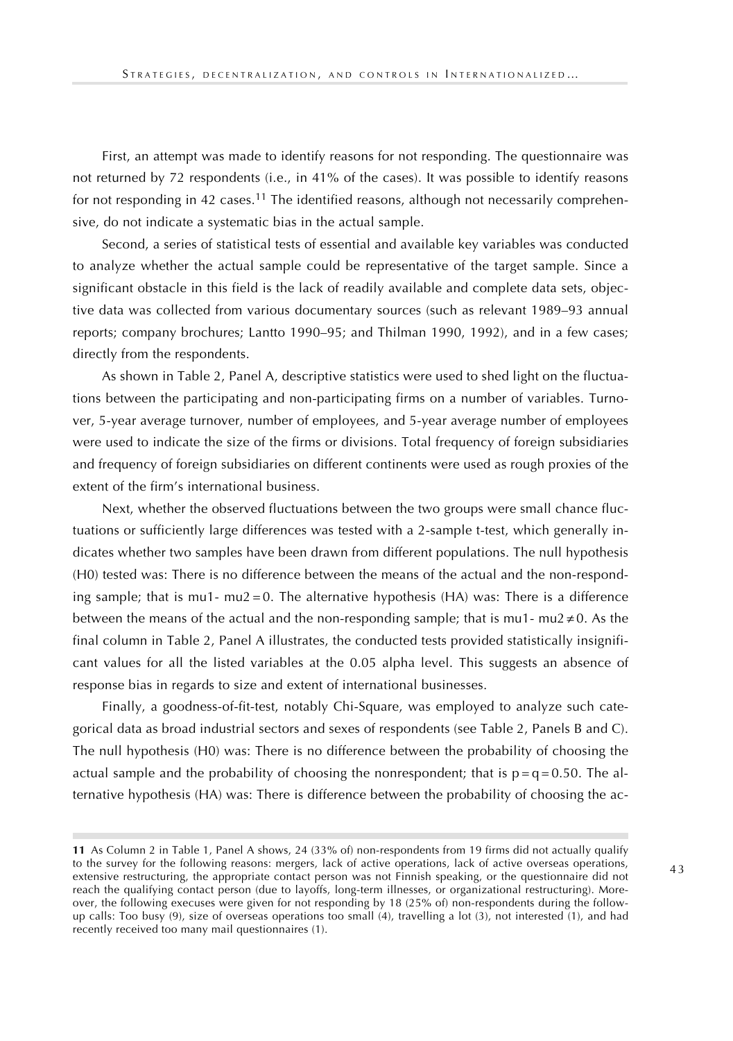First, an attempt was made to identify reasons for not responding. The questionnaire was not returned by 72 respondents (i.e., in 41% of the cases). It was possible to identify reasons for not responding in 42 cases.[11] The identified reasons, although not necessarily comprehensive, do not indicate a systematic bias in the actual sample.

Second, a series of statistical tests of essential and available key variables was conducted to analyze whether the actual sample could be representative of the target sample. Since a significant obstacle in this field is the lack of readily available and complete data sets, objective data was collected from various documentary sources (such as relevant 1989–93 annual reports; company brochures; Lantto 1990–95; and Thilman 1990, 1992), and in a few cases; directly from the respondents.

As shown in Table 2, Panel A, descriptive statistics were used to shed light on the fluctuations between the participating and non-participating firms on a number of variables. Turnover, 5-year average turnover, number of employees, and 5-year average number of employees were used to indicate the size of the firms or divisions. Total frequency of foreign subsidiaries and frequency of foreign subsidiaries on different continents were used as rough proxies of the extent of the firm's international business.

Next, whether the observed fluctuations between the two groups were small chance fluctuations or sufficiently large differences was tested with a 2-sample t-test, which generally indicates whether two samples have been drawn from different populations. The null hypothesis (H0) tested was: There is no difference between the means of the actual and the non-responding sample; that is $\mu_1 - \mu_2 = 0$. The alternative hypothesis (HA) was: There is a difference between the means of the actual and the non-responding sample; that is $\mu_1 - \mu_2 \neq 0$. As the final column in Table 2, Panel A illustrates, the conducted tests provided statistically insignificant values for all the listed variables at the 0.05 alpha level. This suggests an absence of response bias in regards to size and extent of international businesses.

Finally, a goodness-of-fit-test, notably Chi-Square, was employed to analyze such categorical data as broad industrial sectors and sexes of respondents (see Table 2, Panels B and C). The null hypothesis (H0) was: There is no difference between the probability of choosing the actual sample and the probability of choosing the nonrespondent; that is $p = q = 0.50$. The alternative hypothesis (HA) was: There is difference between the probability of choosing the ac-

---

**11** As Column 2 in Table 1, Panel A shows, 24 (33% of) non-respondents from 19 firms did not actually qualify to the survey for the following reasons: mergers, lack of active operations, lack of active overseas operations, extensive restructuring, the appropriate contact person was not Finnish speaking, or the questionnaire did not reach the qualifying contact person (due to layoffs, long-term illnesses, or organizational restructuring). Moreover, the following execuses were given for not responding by 18 (25% of) non-respondents during the follow-up calls: Too busy (9), size of overseas operations too small (4), travelling a lot (3), not interested (1), and had recently received too many mail questionnaires (1).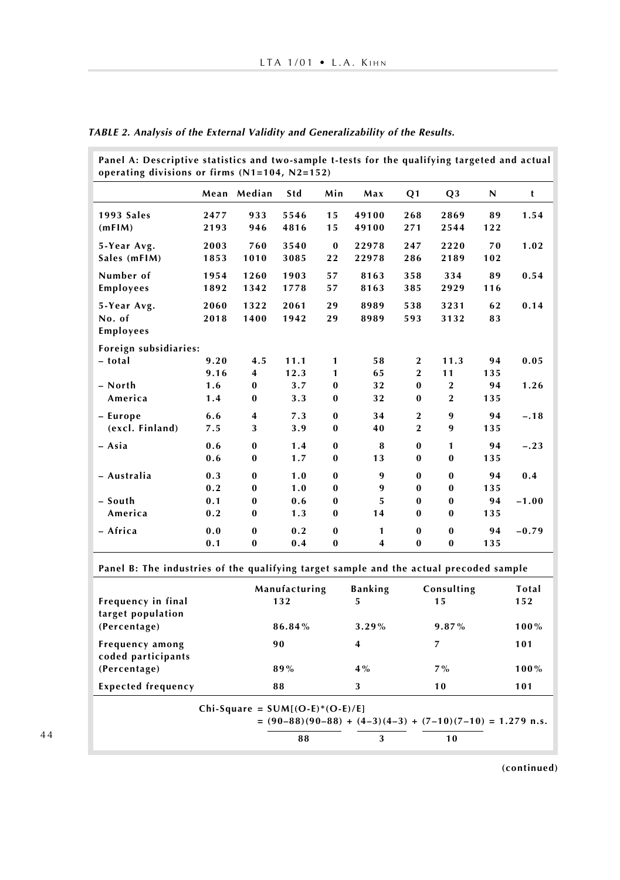***TABLE 2. Analysis of the External Validity and Generalizability of the Results.***

**Panel A: Descriptive statistics and two-sample t-tests for the qualifying targeted and actual operating divisions or firms (N1=104, N2=152)**

| | Mean | Median | Std | Min | Max | Q1 | Q3 | N | t |
|---|---|---|---|---|---|---|---|---|---|
| 1993 Sales | 2477 | 933 | 5546 | 15 | 49100 | 268 | 2869 | 89 | 1.54 |
| (mFIM) | 2193 | 946 | 4816 | 15 | 49100 | 271 | 2544 | 122 | |
| 5-Year Avg. | 2003 | 760 | 3540 | 0 | 22978 | 247 | 2220 | 70 | 1.02 |
| Sales (mFIM) | 1853 | 1010 | 3085 | 22 | 22978 | 286 | 2189 | 102 | |
| Number of | 1954 | 1260 | 1903 | 57 | 8163 | 358 | 334 | 89 | 0.54 |
| Employees | 1892 | 1342 | 1778 | 57 | 8163 | 385 | 2929 | 116 | |
| 5-Year Avg. No. of Employees | 2060 | 1322 | 2061 | 29 | 8989 | 538 | 3231 | 62 | 0.14 |
| | 2018 | 1400 | 1942 | 29 | 8989 | 593 | 3132 | 83 | |
| Foreign subsidiaries: | | | | | | | | | |
| – total | 9.20 | 4.5 | 11.1 | 1 | 58 | 2 | 11.3 | 94 | 0.05 |
| | 9.16 | 4 | 12.3 | 1 | 65 | 2 | 11 | 135 | |
| – North | 1.6 | 0 | 3.7 | 0 | 32 | 0 | 2 | 94 | 1.26 |
| America | 1.4 | 0 | 3.3 | 0 | 32 | 0 | 2 | 135 | |
| – Europe | 6.6 | 4 | 7.3 | 0 | 34 | 2 | 9 | 94 | –.18 |
| (excl. Finland) | 7.5 | 3 | 3.9 | 0 | 40 | 2 | 9 | 135 | |
| – Asia | 0.6 | 0 | 1.4 | 0 | 8 | 0 | 1 | 94 | –.23 |
| | 0.6 | 0 | 1.7 | 0 | 13 | 0 | 0 | 135 | |
| – Australia | 0.3 | 0 | 1.0 | 0 | 9 | 0 | 0 | 94 | 0.4 |
| | 0.2 | 0 | 1.0 | 0 | 9 | 0 | 0 | 135 | |
| – South | 0.1 | 0 | 0.6 | 0 | 5 | 0 | 0 | 94 | –1.00 |
| America | 0.2 | 0 | 1.3 | 0 | 14 | 0 | 0 | 135 | |
| – Africa | 0.0 | 0 | 0.2 | 0 | 1 | 0 | 0 | 94 | –0.79 |
| | 0.1 | 0 | 0.4 | 0 | 4 | 0 | 0 | 135 | |

**Panel B: The industries of the qualifying target sample and the actual precoded sample**

| | Manufacturing | Banking | Consulting | Total |
|---|---|---|---|---|
| Frequency in final target population | 132 | 5 | 15 | 152 |
| (Percentage) | 86.84% | 3.29% | 9.87% | 100% |
| Frequency among coded participants | 90 | 4 | 7 | 101 |
| (Percentage) | 89% | 4% | 7% | 100% |
| Expected frequency | 88 | 3 | 10 | 101 |

$$\text{Chi-Square} = \text{SUM}[(O-E)*(O-E)/E] = \frac{(90-88)(90-88)}{88} + \frac{(4-3)(4-3)}{3} + \frac{(7-10)(7-10)}{10} = 1.279 \text{ n.s.}$$

(continued)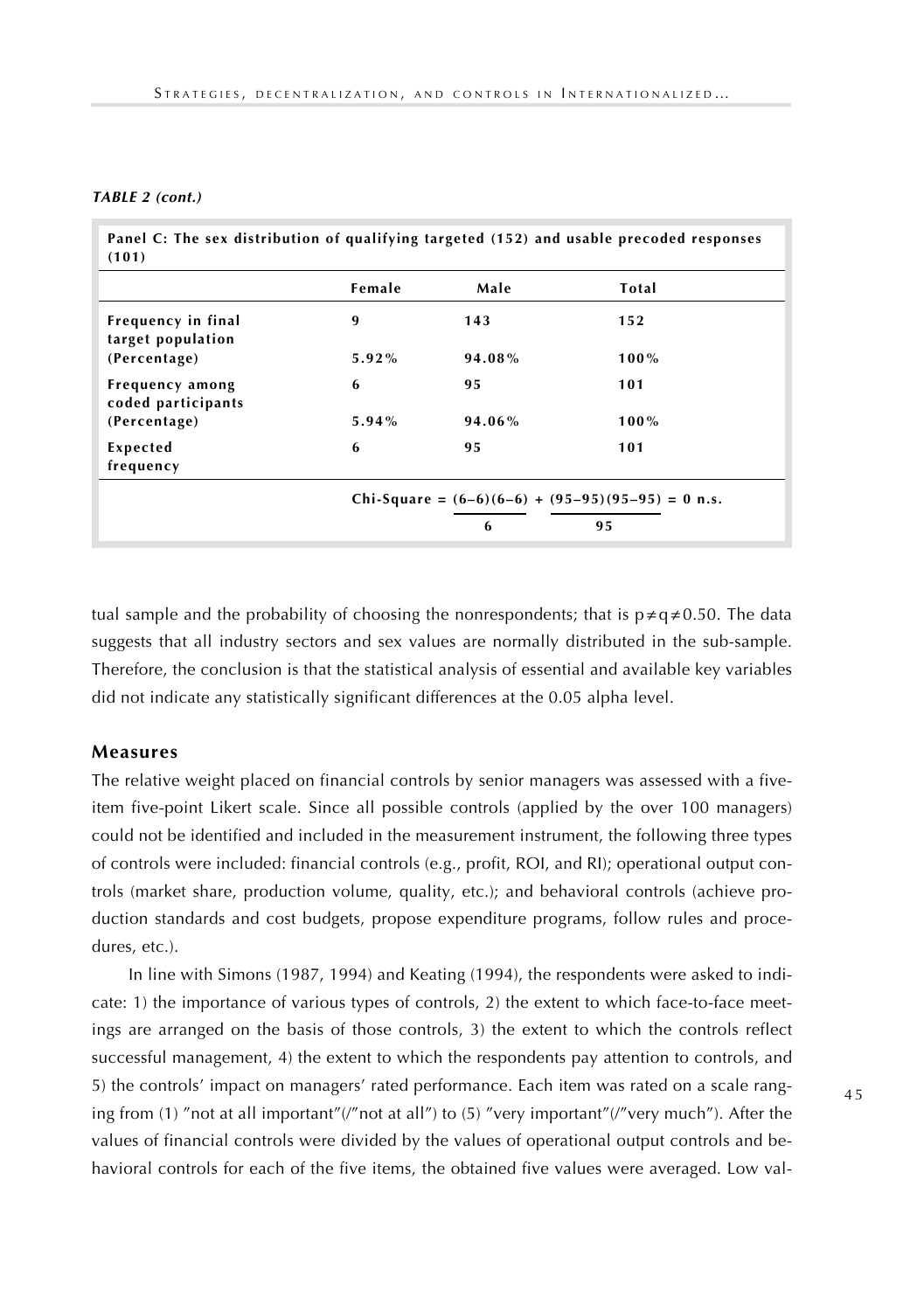***TABLE 2 (cont.)***

**Panel C: The sex distribution of qualifying targeted (152) and usable precoded responses (101)**

| | Female | Male | Total |
|---|---|---|---|
| **Frequency in final target population** | 9 | 143 | 152 |
| **(Percentage)** | 5.92% | 94.08% | 100% |
| **Frequency among coded participants** | 6 | 95 | 101 |
| **(Percentage)** | 5.94% | 94.06% | 100% |
| **Expected frequency** | 6 | 95 | 101 |

$$\text{Chi-Square} = \frac{(6-6)(6-6)}{6} + \frac{(95-95)(95-95)}{95} = 0 \text{ n.s.}$$

tual sample and the probability of choosing the nonrespondents; that is $p \neq q \neq 0.50$. The data suggests that all industry sectors and sex values are normally distributed in the sub-sample. Therefore, the conclusion is that the statistical analysis of essential and available key variables did not indicate any statistically significant differences at the 0.05 alpha level.

## Measures

The relative weight placed on financial controls by senior managers was assessed with a five-item five-point Likert scale. Since all possible controls (applied by the over 100 managers) could not be identified and included in the measurement instrument, the following three types of controls were included: financial controls (e.g., profit, ROI, and RI); operational output controls (market share, production volume, quality, etc.); and behavioral controls (achieve production standards and cost budgets, propose expenditure programs, follow rules and procedures, etc.).

In line with Simons (1987, 1994) and Keating (1994), the respondents were asked to indicate: 1) the importance of various types of controls, 2) the extent to which face-to-face meetings are arranged on the basis of those controls, 3) the extent to which the controls reflect successful management, 4) the extent to which the respondents pay attention to controls, and 5) the controls' impact on managers' rated performance. Each item was rated on a scale ranging from (1) "not at all important"(/"not at all") to (5) "very important"(/"very much"). After the values of financial controls were divided by the values of operational output controls and behavioral controls for each of the five items, the obtained five values were averaged. Low val-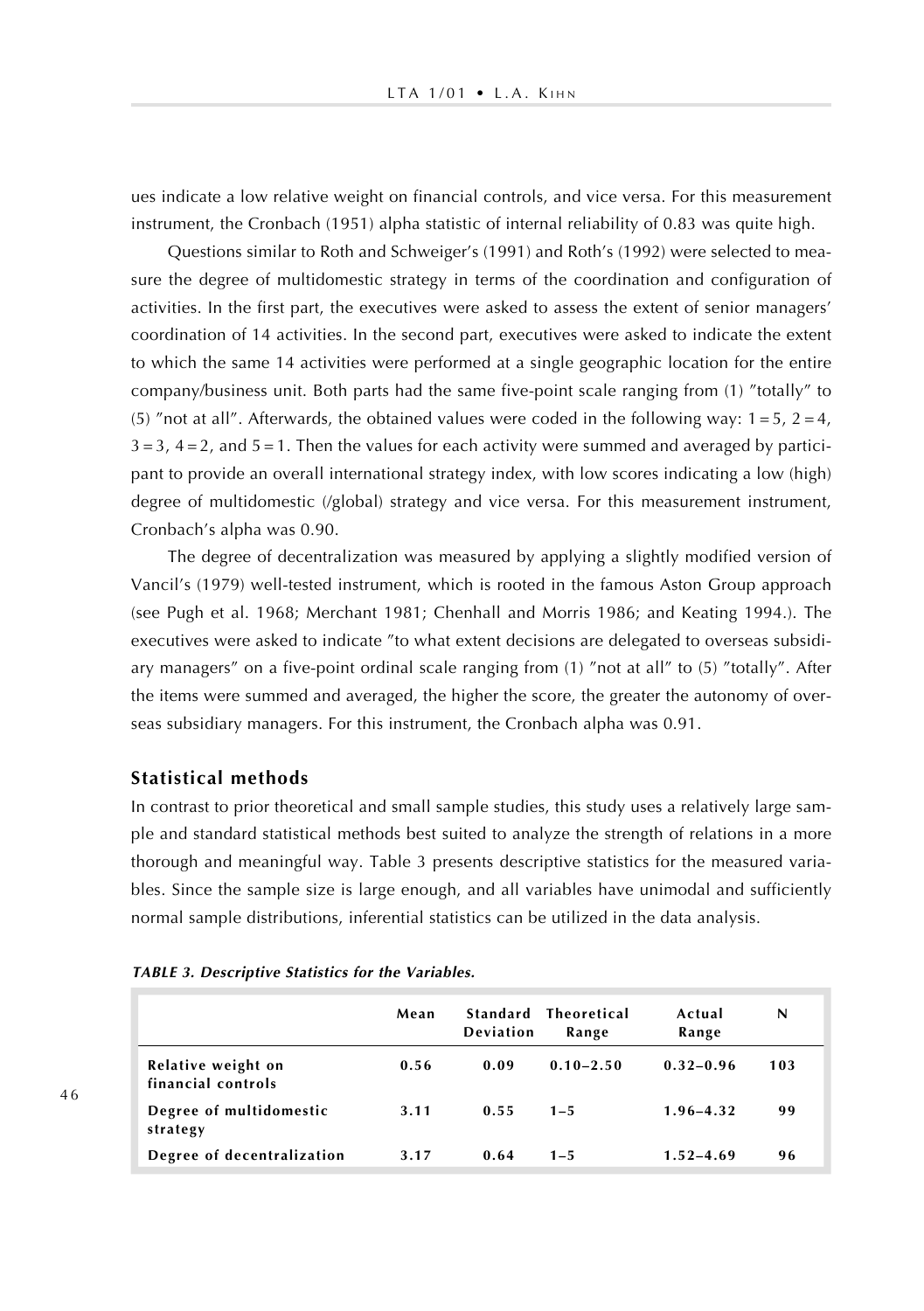ues indicate a low relative weight on financial controls, and vice versa. For this measurement instrument, the Cronbach (1951) alpha statistic of internal reliability of 0.83 was quite high.

Questions similar to Roth and Schweiger's (1991) and Roth's (1992) were selected to measure the degree of multidomestic strategy in terms of the coordination and configuration of activities. In the first part, the executives were asked to assess the extent of senior managers' coordination of 14 activities. In the second part, executives were asked to indicate the extent to which the same 14 activities were performed at a single geographic location for the entire company/business unit. Both parts had the same five-point scale ranging from (1) "totally" to (5) "not at all". Afterwards, the obtained values were coded in the following way: 1 = 5, 2 = 4, 3 = 3, 4 = 2, and 5 = 1. Then the values for each activity were summed and averaged by participant to provide an overall international strategy index, with low scores indicating a low (high) degree of multidomestic (/global) strategy and vice versa. For this measurement instrument, Cronbach's alpha was 0.90.

The degree of decentralization was measured by applying a slightly modified version of Vancil's (1979) well-tested instrument, which is rooted in the famous Aston Group approach (see Pugh et al. 1968; Merchant 1981; Chenhall and Morris 1986; and Keating 1994.). The executives were asked to indicate "to what extent decisions are delegated to overseas subsidiary managers" on a five-point ordinal scale ranging from (1) "not at all" to (5) "totally". After the items were summed and averaged, the higher the score, the greater the autonomy of overseas subsidiary managers. For this instrument, the Cronbach alpha was 0.91.

### Statistical methods

In contrast to prior theoretical and small sample studies, this study uses a relatively large sample and standard statistical methods best suited to analyze the strength of relations in a more thorough and meaningful way. Table 3 presents descriptive statistics for the measured variables. Since the sample size is large enough, and all variables have unimodal and sufficiently normal sample distributions, inferential statistics can be utilized in the data analysis.

***TABLE 3. Descriptive Statistics for the Variables.***

| | Mean | Standard Deviation | Theoretical Range | Actual Range | N |
|---|---|---|---|---|---|
| Relative weight on financial controls | 0.56 | 0.09 | 0.10–2.50 | 0.32–0.96 | 103 |
| Degree of multidomestic strategy | 3.11 | 0.55 | 1–5 | 1.96–4.32 | 99 |
| Degree of decentralization | 3.17 | 0.64 | 1–5 | 1.52–4.69 | 96 |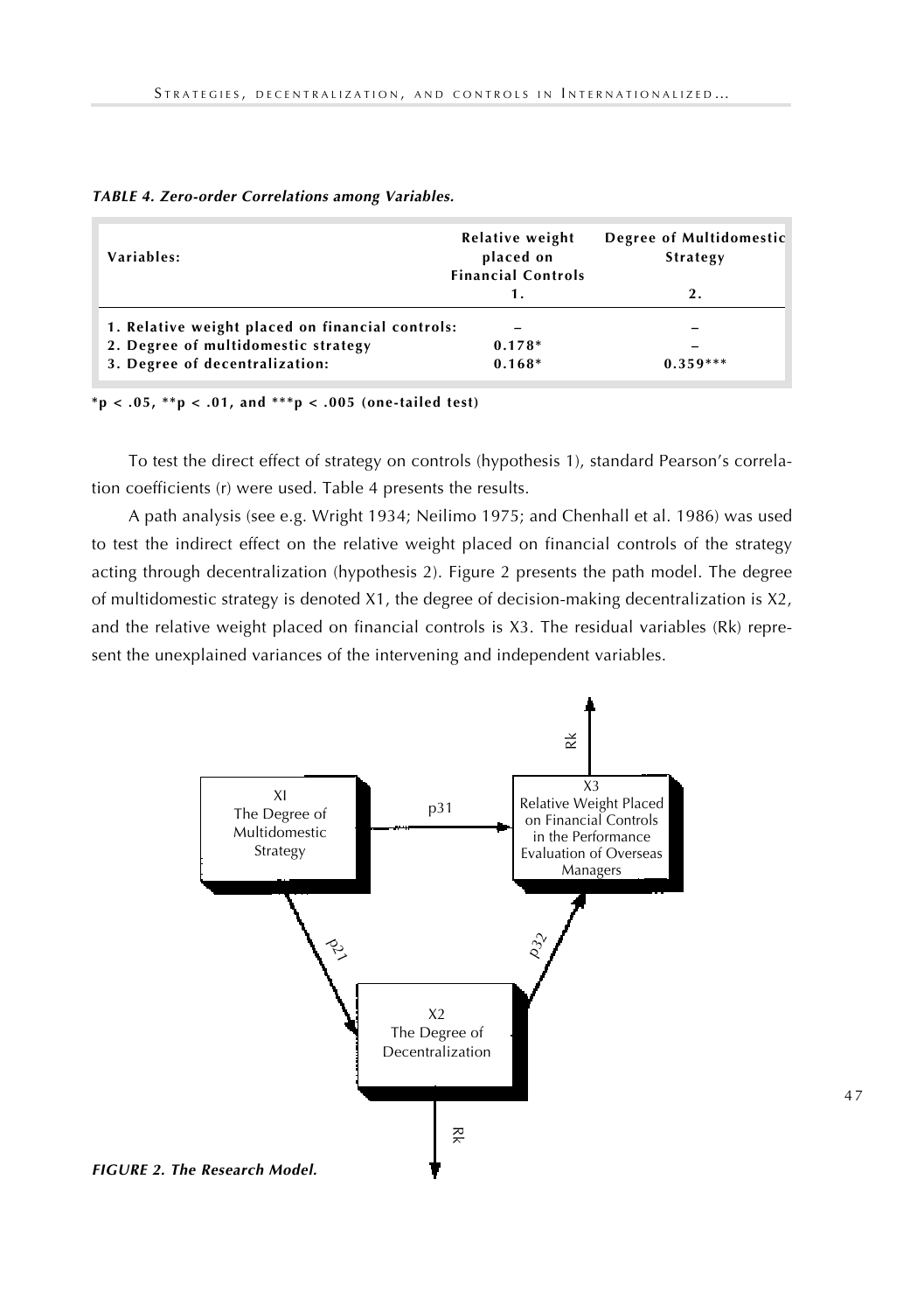*TABLE 4. Zero-order Correlations among Variables.*

| Variables: | Relative weight placed on Financial Controls 1. | Degree of Multidomestic Strategy 2. |
|---|---|---|
| 1. Relative weight placed on financial controls: | – | – |
| 2. Degree of multidomestic strategy | 0.178* | – |
| 3. Degree of decentralization: | 0.168* | 0.359*** |

*p < .05, **p < .01, and ***p < .005 (one-tailed test)

To test the direct effect of strategy on controls (hypothesis 1), standard Pearson's correlation coefficients (r) were used. Table 4 presents the results.

A path analysis (see e.g. Wright 1934; Neilimo 1975; and Chenhall et al. 1986) was used to test the indirect effect on the relative weight placed on financial controls of the strategy acting through decentralization (hypothesis 2). Figure 2 presents the path model. The degree of multidomestic strategy is denoted X1, the degree of decision-making decentralization is X2, and the relative weight placed on financial controls is X3. The residual variables (Rk) represent the unexplained variances of the intervening and independent variables.

XI The Degree of Multidomestic Strategy — p31 → X3 Relative Weight Placed on Financial Controls in the Performance Evaluation of Overseas Managers (Rk)

XI — p21 → X2 The Degree of Decentralization (Rk) — p32 → X3

*FIGURE 2. The Research Model.*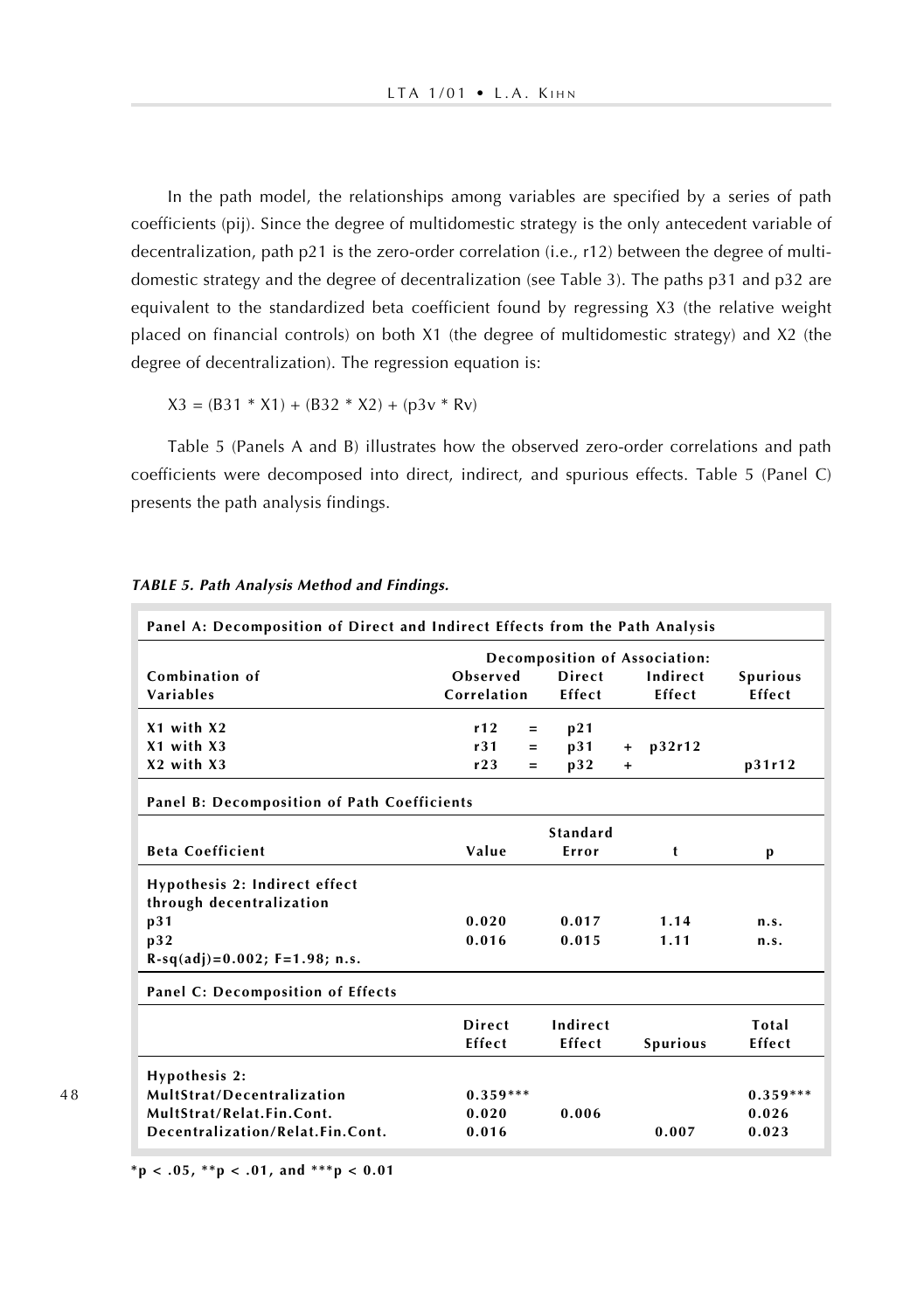In the path model, the relationships among variables are specified by a series of path coefficients (pij). Since the degree of multidomestic strategy is the only antecedent variable of decentralization, path p21 is the zero-order correlation (i.e., r12) between the degree of multidomestic strategy and the degree of decentralization (see Table 3). The paths p31 and p32 are equivalent to the standardized beta coefficient found by regressing X3 (the relative weight placed on financial controls) on both X1 (the degree of multidomestic strategy) and X2 (the degree of decentralization). The regression equation is:

$$X3 = (B31 * X1) + (B32 * X2) + (p3v * Rv)$$

Table 5 (Panels A and B) illustrates how the observed zero-order correlations and path coefficients were decomposed into direct, indirect, and spurious effects. Table 5 (Panel C) presents the path analysis findings.

***TABLE 5. Path Analysis Method and Findings.***

**Panel A: Decomposition of Direct and Indirect Effects from the Path Analysis**

| Combination of Variables | Observed Correlation | | Direct Effect | | Indirect Effect | Spurious Effect |
|---|---|---|---|---|---|---|
| | Decomposition of Association: | | | | | |
| X1 with X2 | r12 | = | p21 | | | |
| X1 with X3 | r31 | = | p31 | + | p32r12 | |
| X2 with X3 | r23 | = | p32 | + | | p31r12 |

**Panel B: Decomposition of Path Coefficients**

| Beta Coefficient | Value | Standard Error | t | p |
|---|---|---|---|---|
| Hypothesis 2: Indirect effect through decentralization | | | | |
| p31 | 0.020 | 0.017 | 1.14 | n.s. |
| p32 | 0.016 | 0.015 | 1.11 | n.s. |
| R-sq(adj)=0.002; F=1.98; n.s. | | | | |

**Panel C: Decomposition of Effects**

| | Direct Effect | Indirect Effect | Spurious | Total Effect |
|---|---|---|---|---|
| Hypothesis 2: | | | | |
| MultStrat/Decentralization | 0.359*** | | | 0.359*** |
| MultStrat/Relat.Fin.Cont. | 0.020 | 0.006 | | 0.026 |
| Decentralization/Relat.Fin.Cont. | 0.016 | | 0.007 | 0.023 |

*p < .05, **p < .01, and ***p < 0.01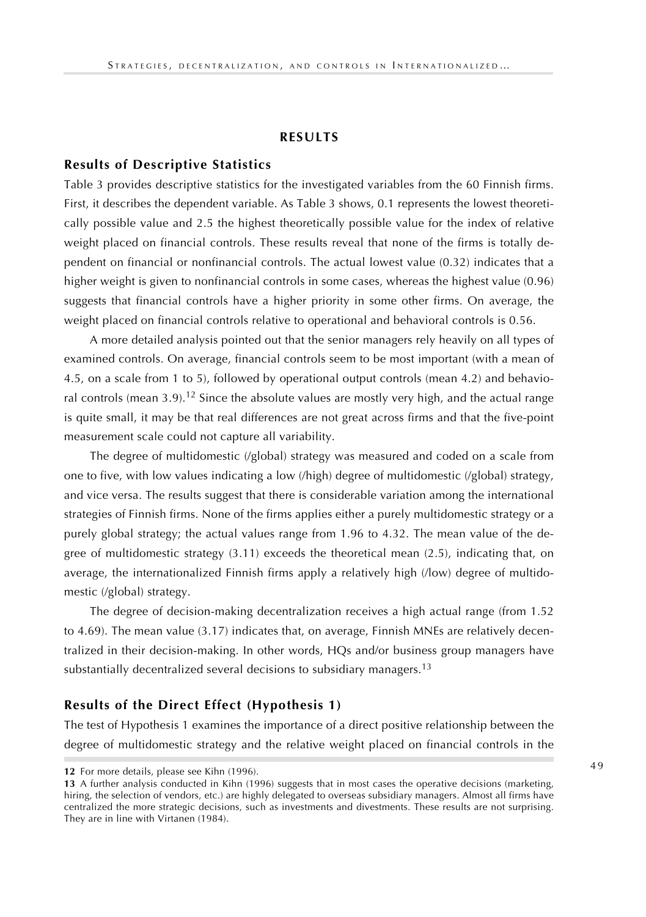## RESULTS

### Results of Descriptive Statistics

Table 3 provides descriptive statistics for the investigated variables from the 60 Finnish firms. First, it describes the dependent variable. As Table 3 shows, 0.1 represents the lowest theoretically possible value and 2.5 the highest theoretically possible value for the index of relative weight placed on financial controls. These results reveal that none of the firms is totally dependent on financial or nonfinancial controls. The actual lowest value (0.32) indicates that a higher weight is given to nonfinancial controls in some cases, whereas the highest value (0.96) suggests that financial controls have a higher priority in some other firms. On average, the weight placed on financial controls relative to operational and behavioral controls is 0.56.

A more detailed analysis pointed out that the senior managers rely heavily on all types of examined controls. On average, financial controls seem to be most important (with a mean of 4.5, on a scale from 1 to 5), followed by operational output controls (mean 4.2) and behavioral controls (mean 3.9).[12] Since the absolute values are mostly very high, and the actual range is quite small, it may be that real differences are not great across firms and that the five-point measurement scale could not capture all variability.

The degree of multidomestic (/global) strategy was measured and coded on a scale from one to five, with low values indicating a low (/high) degree of multidomestic (/global) strategy, and vice versa. The results suggest that there is considerable variation among the international strategies of Finnish firms. None of the firms applies either a purely multidomestic strategy or a purely global strategy; the actual values range from 1.96 to 4.32. The mean value of the degree of multidomestic strategy (3.11) exceeds the theoretical mean (2.5), indicating that, on average, the internationalized Finnish firms apply a relatively high (/low) degree of multidomestic (/global) strategy.

The degree of decision-making decentralization receives a high actual range (from 1.52 to 4.69). The mean value (3.17) indicates that, on average, Finnish MNEs are relatively decentralized in their decision-making. In other words, HQs and/or business group managers have substantially decentralized several decisions to subsidiary managers.[13]

### Results of the Direct Effect (Hypothesis 1)

The test of Hypothesis 1 examines the importance of a direct positive relationship between the degree of multidomestic strategy and the relative weight placed on financial controls in the

---

12 For more details, please see Kihn (1996).

13 A further analysis conducted in Kihn (1996) suggests that in most cases the operative decisions (marketing, hiring, the selection of vendors, etc.) are highly delegated to overseas subsidiary managers. Almost all firms have centralized the more strategic decisions, such as investments and divestments. These results are not surprising. They are in line with Virtanen (1984).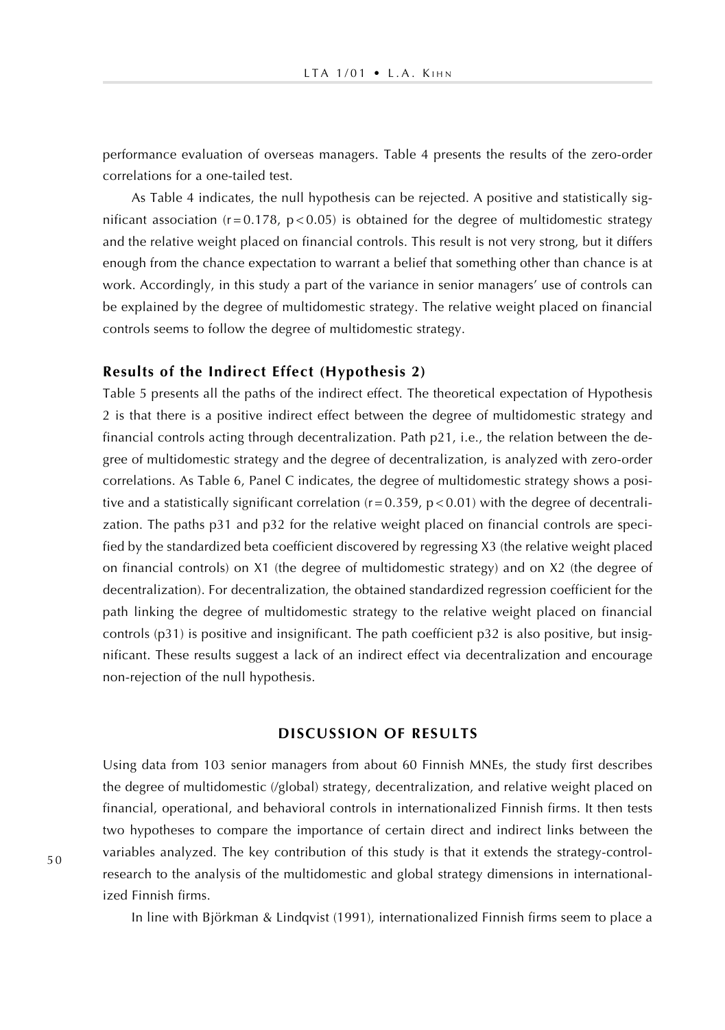performance evaluation of overseas managers. Table 4 presents the results of the zero-order correlations for a one-tailed test.

As Table 4 indicates, the null hypothesis can be rejected. A positive and statistically significant association ($r = 0.178$, $p < 0.05$) is obtained for the degree of multidomestic strategy and the relative weight placed on financial controls. This result is not very strong, but it differs enough from the chance expectation to warrant a belief that something other than chance is at work. Accordingly, in this study a part of the variance in senior managers' use of controls can be explained by the degree of multidomestic strategy. The relative weight placed on financial controls seems to follow the degree of multidomestic strategy.

### Results of the Indirect Effect (Hypothesis 2)

Table 5 presents all the paths of the indirect effect. The theoretical expectation of Hypothesis 2 is that there is a positive indirect effect between the degree of multidomestic strategy and financial controls acting through decentralization. Path p21, i.e., the relation between the degree of multidomestic strategy and the degree of decentralization, is analyzed with zero-order correlations. As Table 6, Panel C indicates, the degree of multidomestic strategy shows a positive and a statistically significant correlation ($r = 0.359$, $p < 0.01$) with the degree of decentralization. The paths p31 and p32 for the relative weight placed on financial controls are specified by the standardized beta coefficient discovered by regressing X3 (the relative weight placed on financial controls) on X1 (the degree of multidomestic strategy) and on X2 (the degree of decentralization). For decentralization, the obtained standardized regression coefficient for the path linking the degree of multidomestic strategy to the relative weight placed on financial controls (p31) is positive and insignificant. The path coefficient p32 is also positive, but insignificant. These results suggest a lack of an indirect effect via decentralization and encourage non-rejection of the null hypothesis.

## DISCUSSION OF RESULTS

Using data from 103 senior managers from about 60 Finnish MNEs, the study first describes the degree of multidomestic (/global) strategy, decentralization, and relative weight placed on financial, operational, and behavioral controls in internationalized Finnish firms. It then tests two hypotheses to compare the importance of certain direct and indirect links between the variables analyzed. The key contribution of this study is that it extends the strategy-control-research to the analysis of the multidomestic and global strategy dimensions in internationalized Finnish firms.

In line with Björkman & Lindqvist (1991), internationalized Finnish firms seem to place a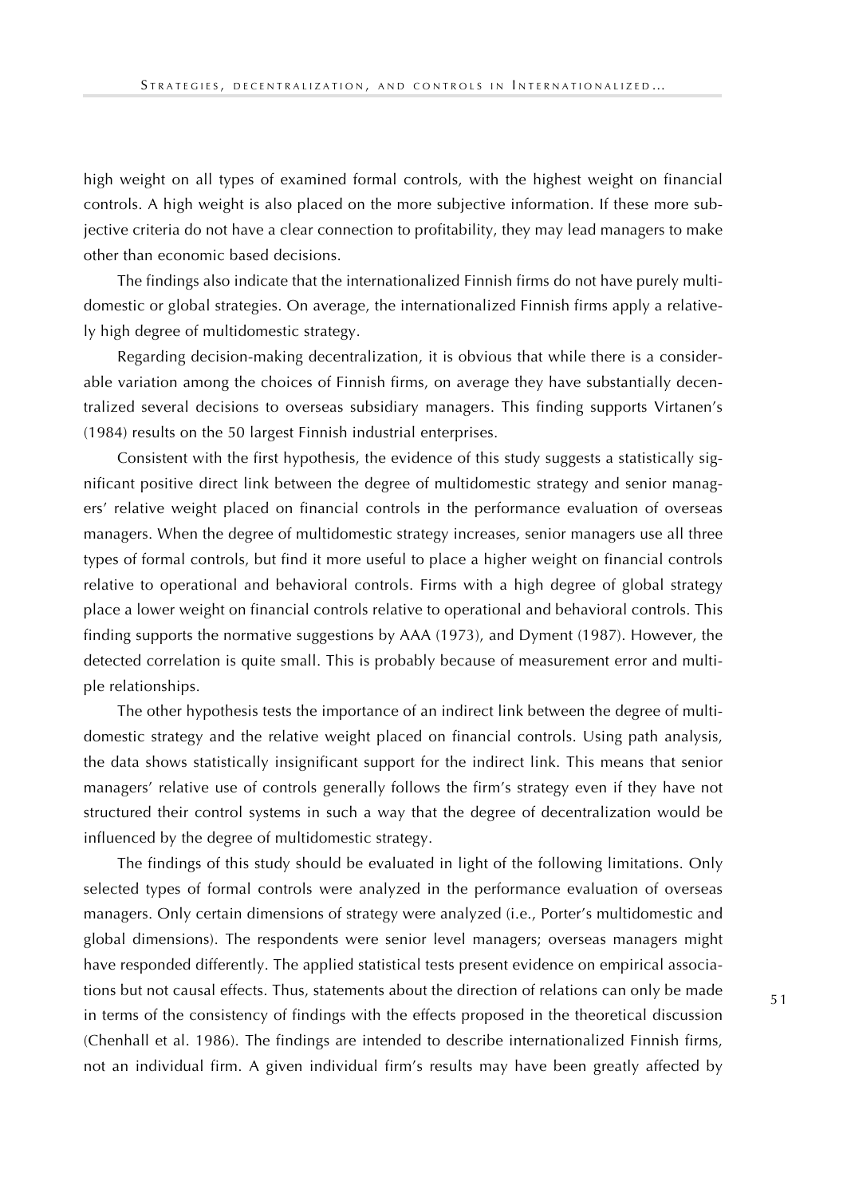high weight on all types of examined formal controls, with the highest weight on financial controls. A high weight is also placed on the more subjective information. If these more subjective criteria do not have a clear connection to profitability, they may lead managers to make other than economic based decisions.

The findings also indicate that the internationalized Finnish firms do not have purely multidomestic or global strategies. On average, the internationalized Finnish firms apply a relatively high degree of multidomestic strategy.

Regarding decision-making decentralization, it is obvious that while there is a considerable variation among the choices of Finnish firms, on average they have substantially decentralized several decisions to overseas subsidiary managers. This finding supports Virtanen's (1984) results on the 50 largest Finnish industrial enterprises.

Consistent with the first hypothesis, the evidence of this study suggests a statistically significant positive direct link between the degree of multidomestic strategy and senior managers' relative weight placed on financial controls in the performance evaluation of overseas managers. When the degree of multidomestic strategy increases, senior managers use all three types of formal controls, but find it more useful to place a higher weight on financial controls relative to operational and behavioral controls. Firms with a high degree of global strategy place a lower weight on financial controls relative to operational and behavioral controls. This finding supports the normative suggestions by AAA (1973), and Dyment (1987). However, the detected correlation is quite small. This is probably because of measurement error and multiple relationships.

The other hypothesis tests the importance of an indirect link between the degree of multidomestic strategy and the relative weight placed on financial controls. Using path analysis, the data shows statistically insignificant support for the indirect link. This means that senior managers' relative use of controls generally follows the firm's strategy even if they have not structured their control systems in such a way that the degree of decentralization would be influenced by the degree of multidomestic strategy.

The findings of this study should be evaluated in light of the following limitations. Only selected types of formal controls were analyzed in the performance evaluation of overseas managers. Only certain dimensions of strategy were analyzed (i.e., Porter's multidomestic and global dimensions). The respondents were senior level managers; overseas managers might have responded differently. The applied statistical tests present evidence on empirical associations but not causal effects. Thus, statements about the direction of relations can only be made in terms of the consistency of findings with the effects proposed in the theoretical discussion (Chenhall et al. 1986). The findings are intended to describe internationalized Finnish firms, not an individual firm. A given individual firm's results may have been greatly affected by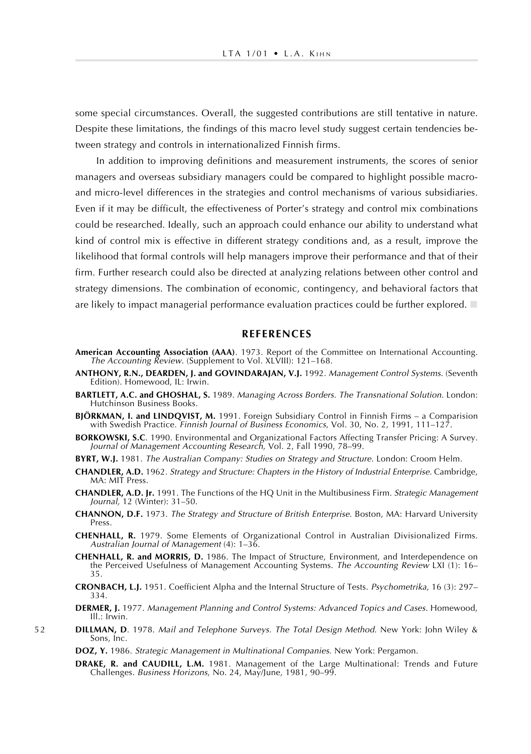some special circumstances. Overall, the suggested contributions are still tentative in nature. Despite these limitations, the findings of this macro level study suggest certain tendencies between strategy and controls in internationalized Finnish firms.

In addition to improving definitions and measurement instruments, the scores of senior managers and overseas subsidiary managers could be compared to highlight possible macro- and micro-level differences in the strategies and control mechanisms of various subsidiaries. Even if it may be difficult, the effectiveness of Porter's strategy and control mix combinations could be researched. Ideally, such an approach could enhance our ability to understand what kind of control mix is effective in different strategy conditions and, as a result, improve the likelihood that formal controls will help managers improve their performance and that of their firm. Further research could also be directed at analyzing relations between other control and strategy dimensions. The combination of economic, contingency, and behavioral factors that are likely to impact managerial performance evaluation practices could be further explored.

## REFERENCES

**American Accounting Association (AAA)**. 1973. Report of the Committee on International Accounting. *The Accounting Review*. (Supplement to Vol. XLVIII): 121–168.

**ANTHONY, R.N., DEARDEN, J. and GOVINDARAJAN, V.J.** 1992. *Management Control Systems*. (Seventh Edition). Homewood, IL: Irwin.

**BARTLETT, A.C. and GHOSHAL, S.** 1989. *Managing Across Borders. The Transnational Solution*. London: Hutchinson Business Books.

**BJÖRKMAN, I. and LINDQVIST, M.** 1991. Foreign Subsidiary Control in Finnish Firms – a Comparision with Swedish Practice. *Finnish Journal of Business Economics*, Vol. 30, No. 2, 1991, 111–127.

**BORKOWSKI, S.C**. 1990. Environmental and Organizational Factors Affecting Transfer Pricing: A Survey. *Journal of Management Accounting Research*, Vol. 2, Fall 1990, 78–99.

**BYRT, W.J.** 1981. *The Australian Company: Studies on Strategy and Structure*. London: Croom Helm.

**CHANDLER, A.D.** 1962. *Strategy and Structure: Chapters in the History of Industrial Enterprise*. Cambridge, MA: MIT Press.

**CHANDLER, A.D. Jr.** 1991. The Functions of the HQ Unit in the Multibusiness Firm. *Strategic Management Journal,* 12 (Winter): 31–50.

**CHANNON, D.F.** 1973. *The Strategy and Structure of British Enterprise*. Boston, MA: Harvard University Press.

**CHENHALL, R.** 1979. Some Elements of Organizational Control in Australian Divisionalized Firms. *Australian Journal of Management* (4): 1–36.

**CHENHALL, R. and MORRIS, D.** 1986. The Impact of Structure, Environment, and Interdependence on the Perceived Usefulness of Management Accounting Systems. *The Accounting Review* LXI (1): 16–35.

**CRONBACH, L.J.** 1951. Coefficient Alpha and the Internal Structure of Tests. *Psychometrika*, 16 (3): 297–334.

**DERMER, J.** 1977. *Management Planning and Control Systems: Advanced Topics and Cases*. Homewood, Ill.: Irwin.

**DILLMAN, D**. 1978. *Mail and Telephone Surveys. The Total Design Method*. New York: John Wiley & Sons, Inc.

**DOZ, Y.** 1986. *Strategic Management in Multinational Companies*. New York: Pergamon.

**DRAKE, R. and CAUDILL, L.M.** 1981. Management of the Large Multinational: Trends and Future Challenges. *Business Horizons*, No. 24, May/June, 1981, 90–99.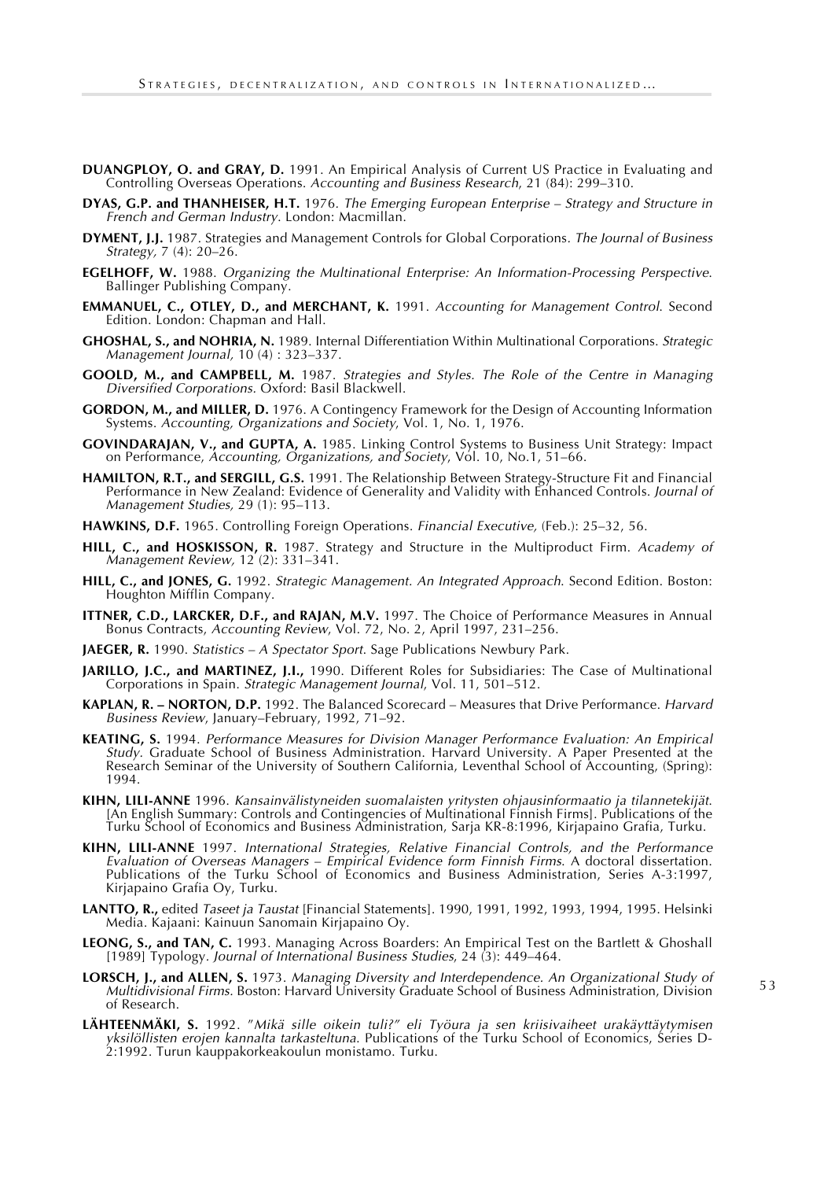**DUANGPLOY, O. and GRAY, D.** 1991. An Empirical Analysis of Current US Practice in Evaluating and Controlling Overseas Operations. *Accounting and Business Research*, 21 (84): 299–310.

**DYAS, G.P. and THANHEISER, H.T.** 1976. *The Emerging European Enterprise – Strategy and Structure in French and German Industry*. London: Macmillan.

**DYMENT, J.J.** 1987. Strategies and Management Controls for Global Corporations. *The Journal of Business Strategy,* 7 (4): 20–26.

**EGELHOFF, W.** 1988. *Organizing the Multinational Enterprise: An Information-Processing Perspective*. Ballinger Publishing Company.

**EMMANUEL, C., OTLEY, D., and MERCHANT, K.** 1991. *Accounting for Management Control.* Second Edition. London: Chapman and Hall.

**GHOSHAL, S., and NOHRIA, N.** 1989. Internal Differentiation Within Multinational Corporations. *Strategic Management Journal,* 10 (4) : 323–337.

**GOOLD, M., and CAMPBELL, M.** 1987. *Strategies and Styles. The Role of the Centre in Managing Diversified Corporations.* Oxford: Basil Blackwell.

**GORDON, M., and MILLER, D.** 1976. A Contingency Framework for the Design of Accounting Information Systems. *Accounting, Organizations and Society,* Vol. 1, No. 1, 1976.

**GOVINDARAJAN, V., and GUPTA, A.** 1985. Linking Control Systems to Business Unit Strategy: Impact on Performance, *Accounting, Organizations, and Society*, Vol. 10, No.1, 51–66.

**HAMILTON, R.T., and SERGILL, G.S.** 1991. The Relationship Between Strategy-Structure Fit and Financial Performance in New Zealand: Evidence of Generality and Validity with Enhanced Controls. *Journal of Management Studies,* 29 (1): 95–113.

**HAWKINS, D.F.** 1965. Controlling Foreign Operations. *Financial Executive,* (Feb.): 25–32, 56.

**HILL, C., and HOSKISSON, R.** 1987. Strategy and Structure in the Multiproduct Firm. *Academy of Management Review,* 12 (2): 331–341.

**HILL, C., and JONES, G.** 1992. *Strategic Management. An Integrated Approach*. Second Edition. Boston: Houghton Mifflin Company.

**ITTNER, C.D., LARCKER, D.F., and RAJAN, M.V.** 1997. The Choice of Performance Measures in Annual Bonus Contracts, *Accounting Review*, Vol. 72, No. 2, April 1997, 231–256.

**JAEGER, R.** 1990. *Statistics – A Spectator Sport*. Sage Publications Newbury Park.

**JARILLO, J.C., and MARTINEZ, J.I.,** 1990. Different Roles for Subsidiaries: The Case of Multinational Corporations in Spain. *Strategic Management Journal*, Vol. 11, 501–512.

**KAPLAN, R. – NORTON, D.P.** 1992. The Balanced Scorecard – Measures that Drive Performance. *Harvard Business Review*, January–February, 1992, 71–92.

**KEATING, S.** 1994. *Performance Measures for Division Manager Performance Evaluation: An Empirical Study.* Graduate School of Business Administration. Harvard University. A Paper Presented at the Research Seminar of the University of Southern California, Leventhal School of Accounting, (Spring): 1994.

**KIHN, LILI-ANNE** 1996. *Kansainvälistyneiden suomalaisten yritysten ohjausinformaatio ja tilannetekijät.* [An English Summary: Controls and Contingencies of Multinational Finnish Firms]. Publications of the Turku School of Economics and Business Administration, Sarja KR-8:1996, Kirjapaino Grafia, Turku.

**KIHN, LILI-ANNE** 1997. *International Strategies, Relative Financial Controls, and the Performance Evaluation of Overseas Managers – Empirical Evidence form Finnish Firms*. A doctoral dissertation. Publications of the Turku School of Economics and Business Administration, Series A-3:1997, Kirjapaino Grafia Oy, Turku.

**LANTTO, R.,** edited *Taseet ja Taustat* [Financial Statements]. 1990, 1991, 1992, 1993, 1994, 1995. Helsinki Media. Kajaani: Kainuun Sanomain Kirjapaino Oy.

**LEONG, S., and TAN, C.** 1993. Managing Across Boarders: An Empirical Test on the Bartlett & Ghoshall [1989] Typology. *Journal of International Business Studies*, 24 (3): 449–464.

**LORSCH, J., and ALLEN, S.** 1973. *Managing Diversity and Interdependence. An Organizational Study of Multidivisional Firms.* Boston: Harvard University Graduate School of Business Administration, Division of Research.

**LÄHTEENMÄKI, S.** 1992. *"Mikä sille oikein tuli?" eli Työura ja sen kriisivaiheet urakäyttäytymisen yksilöllisten erojen kannalta tarkasteltuna.* Publications of the Turku School of Economics, Series D-2:1992. Turun kauppakorkeakoulun monistamo. Turku.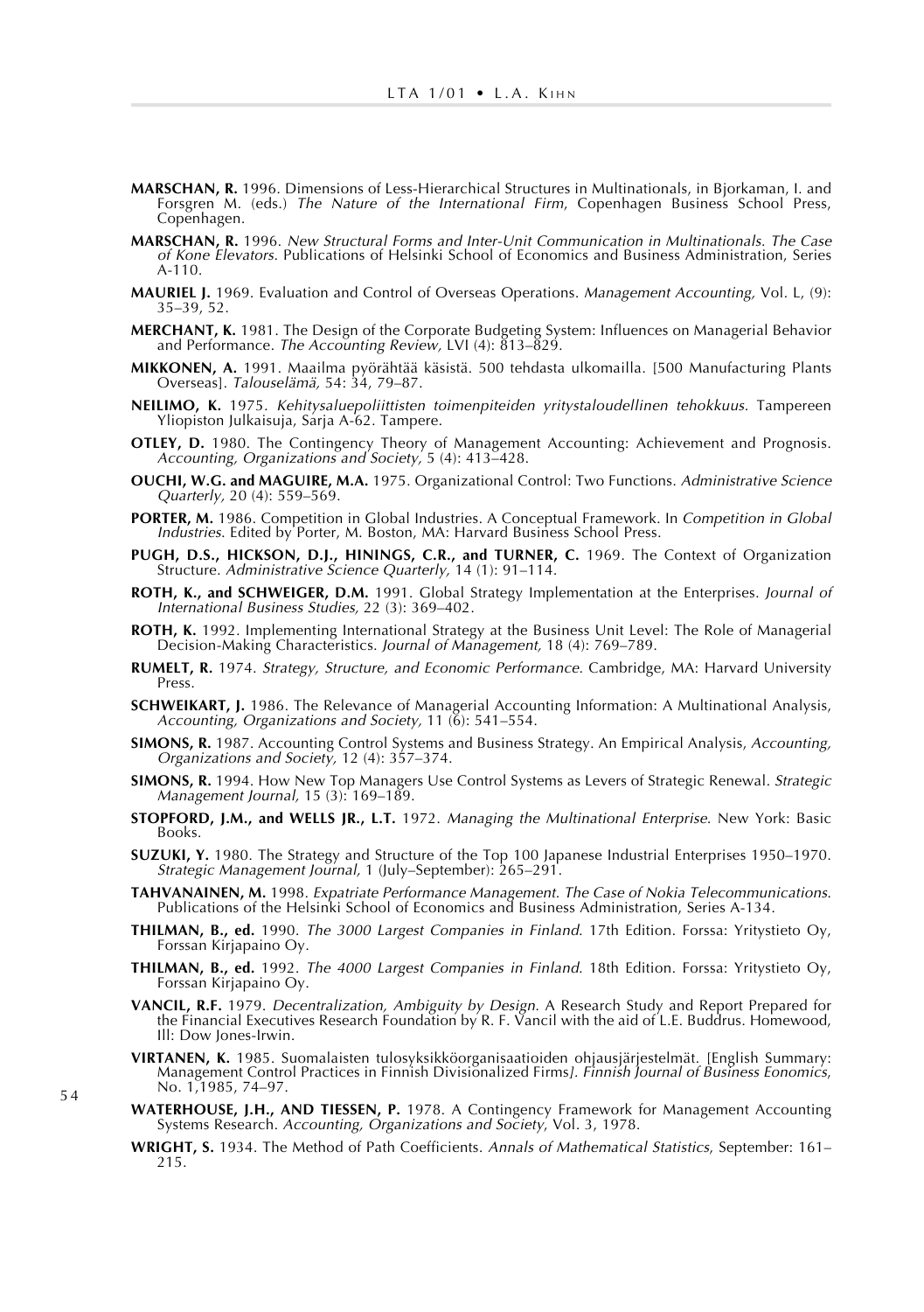**MARSCHAN, R.** 1996. Dimensions of Less-Hierarchical Structures in Multinationals, in Bjorkaman, I. and Forsgren M. (eds.) *The Nature of the International Firm*, Copenhagen Business School Press, Copenhagen.

**MARSCHAN, R.** 1996. *New Structural Forms and Inter-Unit Communication in Multinationals. The Case of Kone Elevators.* Publications of Helsinki School of Economics and Business Administration, Series A-110.

**MAURIEL J.** 1969. Evaluation and Control of Overseas Operations. *Management Accounting,* Vol. L, (9): 35–39, 52.

**MERCHANT, K.** 1981. The Design of the Corporate Budgeting System: Influences on Managerial Behavior and Performance. *The Accounting Review,* LVI (4): 813–829.

**MIKKONEN, A.** 1991. Maailma pyörähtää käsistä. 500 tehdasta ulkomailla. [500 Manufacturing Plants Overseas]. *Talouselämä,* 54: 34, 79–87.

**NEILIMO, K.** 1975. *Kehitysaluepoliittisten toimenpiteiden yritystaloudellinen tehokkuus.* Tampereen Yliopiston Julkaisuja, Sarja A-62. Tampere.

**OTLEY, D.** 1980. The Contingency Theory of Management Accounting: Achievement and Prognosis. *Accounting, Organizations and Society,* 5 (4): 413–428.

**OUCHI, W.G. and MAGUIRE, M.A.** 1975. Organizational Control: Two Functions. *Administrative Science Quarterly,* 20 (4): 559–569.

**PORTER, M.** 1986. Competition in Global Industries. A Conceptual Framework. In *Competition in Global Industries*. Edited by Porter, M. Boston, MA: Harvard Business School Press.

**PUGH, D.S., HICKSON, D.J., HININGS, C.R., and TURNER, C.** 1969. The Context of Organization Structure. *Administrative Science Quarterly,* 14 (1): 91–114.

**ROTH, K., and SCHWEIGER, D.M.** 1991. Global Strategy Implementation at the Enterprises. *Journal of International Business Studies,* 22 (3): 369–402.

**ROTH, K.** 1992. Implementing International Strategy at the Business Unit Level: The Role of Managerial Decision-Making Characteristics. *Journal of Management,* 18 (4): 769–789.

**RUMELT, R.** 1974. *Strategy, Structure, and Economic Performance.* Cambridge, MA: Harvard University Press.

**SCHWEIKART, J.** 1986. The Relevance of Managerial Accounting Information: A Multinational Analysis, *Accounting, Organizations and Society,* 11 (6): 541–554.

**SIMONS, R.** 1987. Accounting Control Systems and Business Strategy. An Empirical Analysis, *Accounting, Organizations and Society,* 12 (4): 357–374.

**SIMONS, R.** 1994. How New Top Managers Use Control Systems as Levers of Strategic Renewal. *Strategic Management Journal,* 15 (3): 169–189.

**STOPFORD, J.M., and WELLS JR., L.T.** 1972. *Managing the Multinational Enterprise*. New York: Basic Books.

**SUZUKI, Y.** 1980. The Strategy and Structure of the Top 100 Japanese Industrial Enterprises 1950–1970. *Strategic Management Journal,* 1 (July–September): 265–291.

**TAHVANAINEN, M.** 1998. *Expatriate Performance Management. The Case of Nokia Telecommunications.* Publications of the Helsinki School of Economics and Business Administration, Series A-134.

**THILMAN, B., ed.** 1990. *The 3000 Largest Companies in Finland*. 17th Edition. Forssa: Yritystieto Oy, Forssan Kirjapaino Oy.

**THILMAN, B., ed.** 1992. *The 4000 Largest Companies in Finland*. 18th Edition. Forssa: Yritystieto Oy, Forssan Kirjapaino Oy.

**VANCIL, R.F.** 1979. *Decentralization, Ambiguity by Design.* A Research Study and Report Prepared for the Financial Executives Research Foundation by R. F. Vancil with the aid of L.E. Buddrus. Homewood, Ill: Dow Jones-Irwin.

**VIRTANEN, K.** 1985. Suomalaisten tulosyksikköorganisaatioiden ohjausjärjestelmät. [English Summary: Management Control Practices in Finnish Divisionalized Firms*]. Finnish Journal of Business Eonomics*, No. 1,1985, 74–97.

**WATERHOUSE, J.H., AND TIESSEN, P.** 1978. A Contingency Framework for Management Accounting Systems Research. *Accounting, Organizations and Society*, Vol. 3, 1978.

**WRIGHT, S.** 1934. The Method of Path Coefficients. *Annals of Mathematical Statistics*, September: 161–215.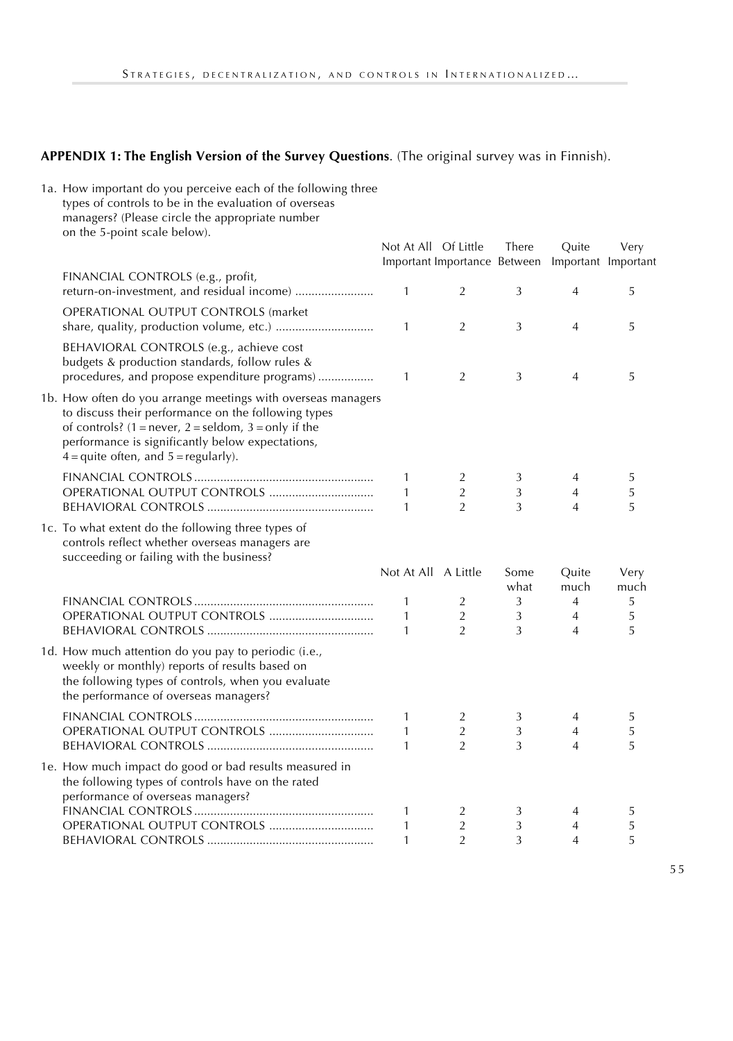**APPENDIX 1: The English Version of the Survey Questions**. (The original survey was in Finnish).

1a. How important do you perceive each of the following three types of controls to be in the evaluation of overseas managers? (Please circle the appropriate number on the 5-point scale below).

| | Not At All Important | Of Little Importance | There Between | Quite Important | Very Important |
|---|---|---|---|---|---|
| FINANCIAL CONTROLS (e.g., profit, return-on-investment, and residual income) ........................ | 1 | 2 | 3 | 4 | 5 |
| OPERATIONAL OUTPUT CONTROLS (market share, quality, production volume, etc.) .............................. | 1 | 2 | 3 | 4 | 5 |
| BEHAVIORAL CONTROLS (e.g., achieve cost budgets & production standards, follow rules & procedures, and propose expenditure programs) ................. | 1 | 2 | 3 | 4 | 5 |

1b. How often do you arrange meetings with overseas managers to discuss their performance on the following types of controls? (1 = never, 2 = seldom, 3 = only if the performance is significantly below expectations, 4 = quite often, and 5 = regularly).

| | | | | | |
|---|---|---|---|---|---|
| FINANCIAL CONTROLS ...................................................... | 1 | 2 | 3 | 4 | 5 |
| OPERATIONAL OUTPUT CONTROLS ................................ | 1 | 2 | 3 | 4 | 5 |
| BEHAVIORAL CONTROLS .................................................. | 1 | 2 | 3 | 4 | 5 |

1c. To what extent do the following three types of controls reflect whether overseas managers are succeeding or failing with the business?

| | Not At All | A Little | Some what | Quite much | Very much |
|---|---|---|---|---|---|
| FINANCIAL CONTROLS ...................................................... | 1 | 2 | 3 | 4 | 5 |
| OPERATIONAL OUTPUT CONTROLS ................................ | 1 | 2 | 3 | 4 | 5 |
| BEHAVIORAL CONTROLS .................................................. | 1 | 2 | 3 | 4 | 5 |

1d. How much attention do you pay to periodic (i.e., weekly or monthly) reports of results based on the following types of controls, when you evaluate the performance of overseas managers?

| | | | | | |
|---|---|---|---|---|---|
| FINANCIAL CONTROLS ...................................................... | 1 | 2 | 3 | 4 | 5 |
| OPERATIONAL OUTPUT CONTROLS ................................ | 1 | 2 | 3 | 4 | 5 |
| BEHAVIORAL CONTROLS .................................................. | 1 | 2 | 3 | 4 | 5 |

1e. How much impact do good or bad results measured in the following types of controls have on the rated performance of overseas managers?

| | | | | | |
|---|---|---|---|---|---|
| FINANCIAL CONTROLS ...................................................... | 1 | 2 | 3 | 4 | 5 |
| OPERATIONAL OUTPUT CONTROLS ................................ | 1 | 2 | 3 | 4 | 5 |
| BEHAVIORAL CONTROLS .................................................. | 1 | 2 | 3 | 4 | 5 |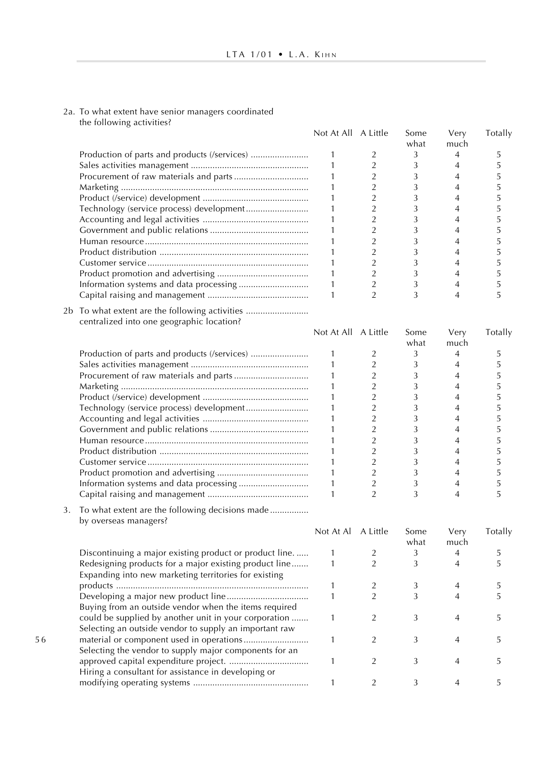2a. To what extent have senior managers coordinated the following activities?

| | Not At All | A Little | Some what | Very much | Totally |
|---|---|---|---|---|---|
| Production of parts and products (/services) | 1 | 2 | 3 | 4 | 5 |
| Sales activities management | 1 | 2 | 3 | 4 | 5 |
| Procurement of raw materials and parts | 1 | 2 | 3 | 4 | 5 |
| Marketing | 1 | 2 | 3 | 4 | 5 |
| Product (/service) development | 1 | 2 | 3 | 4 | 5 |
| Technology (service process) development | 1 | 2 | 3 | 4 | 5 |
| Accounting and legal activities | 1 | 2 | 3 | 4 | 5 |
| Government and public relations | 1 | 2 | 3 | 4 | 5 |
| Human resource | 1 | 2 | 3 | 4 | 5 |
| Product distribution | 1 | 2 | 3 | 4 | 5 |
| Customer service | 1 | 2 | 3 | 4 | 5 |
| Product promotion and advertising | 1 | 2 | 3 | 4 | 5 |
| Information systems and data processing | 1 | 2 | 3 | 4 | 5 |
| Capital raising and management | 1 | 2 | 3 | 4 | 5 |

2b To what extent are the following activities centralized into one geographic location?

| | Not At All | A Little | Some what | Very much | Totally |
|---|---|---|---|---|---|
| Production of parts and products (/services) | 1 | 2 | 3 | 4 | 5 |
| Sales activities management | 1 | 2 | 3 | 4 | 5 |
| Procurement of raw materials and parts | 1 | 2 | 3 | 4 | 5 |
| Marketing | 1 | 2 | 3 | 4 | 5 |
| Product (/service) development | 1 | 2 | 3 | 4 | 5 |
| Technology (service process) development | 1 | 2 | 3 | 4 | 5 |
| Accounting and legal activities | 1 | 2 | 3 | 4 | 5 |
| Government and public relations | 1 | 2 | 3 | 4 | 5 |
| Human resource | 1 | 2 | 3 | 4 | 5 |
| Product distribution | 1 | 2 | 3 | 4 | 5 |
| Customer service | 1 | 2 | 3 | 4 | 5 |
| Product promotion and advertising | 1 | 2 | 3 | 4 | 5 |
| Information systems and data processing | 1 | 2 | 3 | 4 | 5 |
| Capital raising and management | 1 | 2 | 3 | 4 | 5 |

3. To what extent are the following decisions made by overseas managers?

| | Not At Al | A Little | Some what | Very much | Totally |
|---|---|---|---|---|---|
| Discontinuing a major existing product or product line. | 1 | 2 | 3 | 4 | 5 |
| Redesigning products for a major existing product line | 1 | 2 | 3 | 4 | 5 |
| Expanding into new marketing territories for existing products | 1 | 2 | 3 | 4 | 5 |
| Developing a major new product line | 1 | 2 | 3 | 4 | 5 |
| Buying from an outside vendor when the items required could be supplied by another unit in your corporation | 1 | 2 | 3 | 4 | 5 |
| Selecting an outside vendor to supply an important raw material or component used in operations | 1 | 2 | 3 | 4 | 5 |
| Selecting the vendor to supply major components for an approved capital expenditure project. | 1 | 2 | 3 | 4 | 5 |
| Hiring a consultant for assistance in developing or modifying operating systems | 1 | 2 | 3 | 4 | 5 |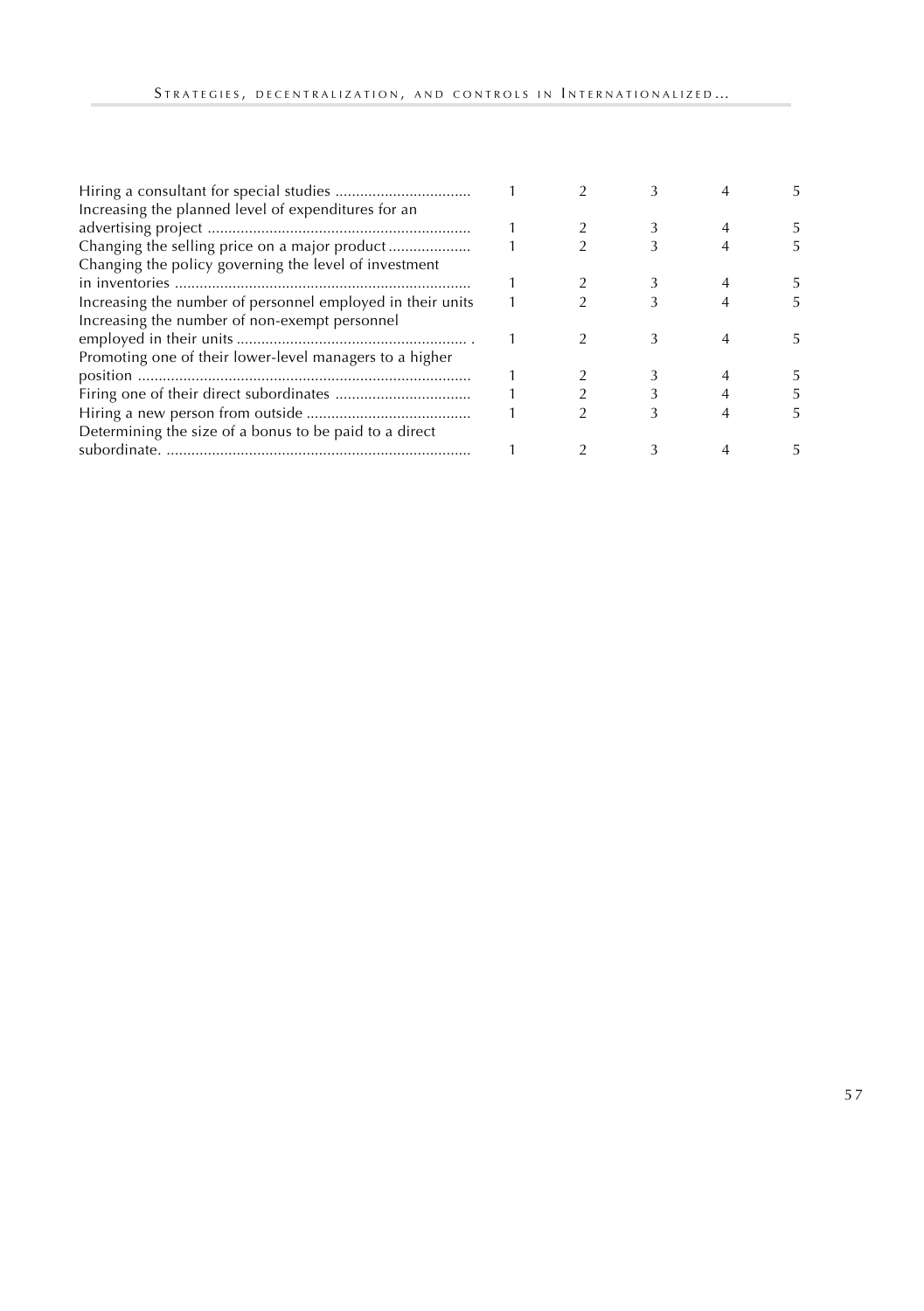| | | | | | |
|---|---|---|---|---|---|
| Hiring a consultant for special studies ................................ | 1 | 2 | 3 | 4 | 5 |
| Increasing the planned level of expenditures for an advertising project ............................................................... | 1 | 2 | 3 | 4 | 5 |
| Changing the selling price on a major product .................... | 1 | 2 | 3 | 4 | 5 |
| Changing the policy governing the level of investment in inventories ....................................................................... | 1 | 2 | 3 | 4 | 5 |
| Increasing the number of personnel employed in their units | 1 | 2 | 3 | 4 | 5 |
| Increasing the number of non-exempt personnel employed in their units ........................................................ . | 1 | 2 | 3 | 4 | 5 |
| Promoting one of their lower-level managers to a higher position ................................................................................ | 1 | 2 | 3 | 4 | 5 |
| Firing one of their direct subordinates ................................ | 1 | 2 | 3 | 4 | 5 |
| Hiring a new person from outside ........................................ | 1 | 2 | 3 | 4 | 5 |
| Determining the size of a bonus to be paid to a direct subordinate. ......................................................................... | 1 | 2 | 3 | 4 | 5 |